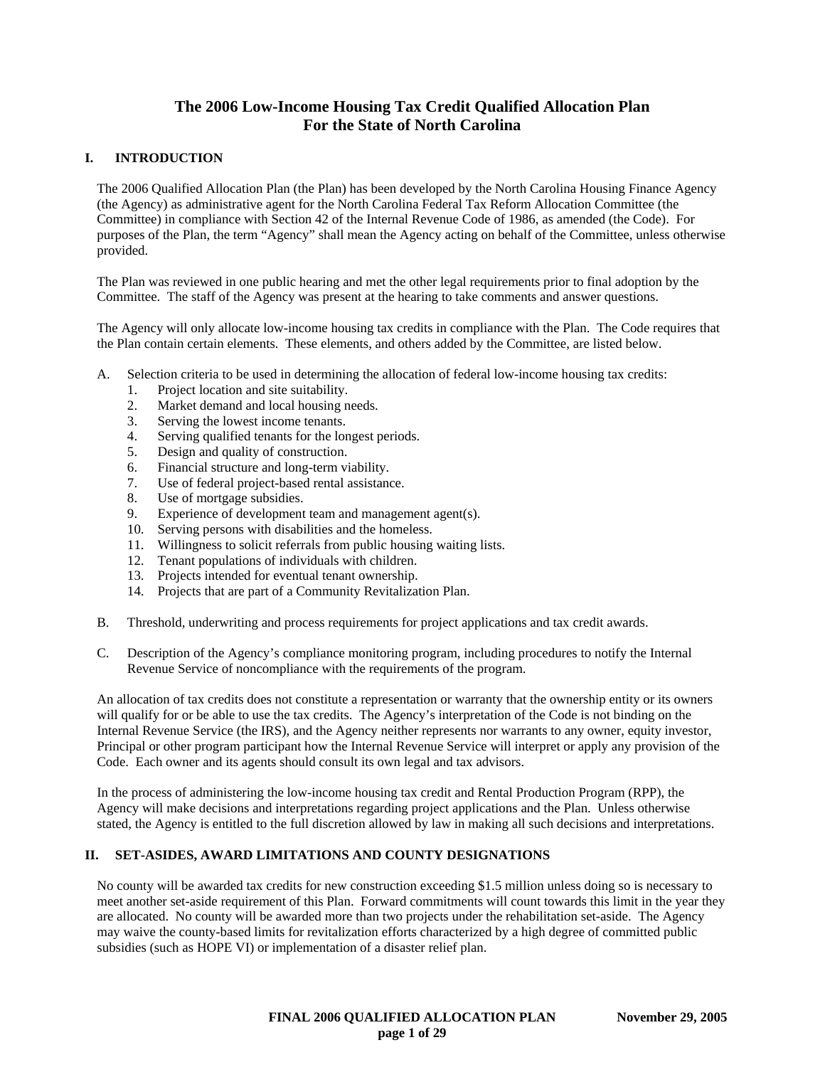# The 2006 Low-Income Housing Tax Credit Qualified Allocation Plan For the State of North Carolina

## I. INTRODUCTION

The 2006 Qualified Allocation Plan (the Plan) has been developed by the North Carolina Housing Finance Agency (the Agency) as administrative agent for the North Carolina Federal Tax Reform Allocation Committee (the Committee) in compliance with Section 42 of the Internal Revenue Code of 1986, as amended (the Code). For purposes of the Plan, the term "Agency" shall mean the Agency acting on behalf of the Committee, unless otherwise provided.

The Plan was reviewed in one public hearing and met the other legal requirements prior to final adoption by the Committee. The staff of the Agency was present at the hearing to take comments and answer questions.

The Agency will only allocate low-income housing tax credits in compliance with the Plan. The Code requires that the Plan contain certain elements. These elements, and others added by the Committee, are listed below.

A. Selection criteria to be used in determining the allocation of federal low-income housing tax credits:
   1. Project location and site suitability.
   2. Market demand and local housing needs.
   3. Serving the lowest income tenants.
   4. Serving qualified tenants for the longest periods.
   5. Design and quality of construction.
   6. Financial structure and long-term viability.
   7. Use of federal project-based rental assistance.
   8. Use of mortgage subsidies.
   9. Experience of development team and management agent(s).
   10. Serving persons with disabilities and the homeless.
   11. Willingness to solicit referrals from public housing waiting lists.
   12. Tenant populations of individuals with children.
   13. Projects intended for eventual tenant ownership.
   14. Projects that are part of a Community Revitalization Plan.

B. Threshold, underwriting and process requirements for project applications and tax credit awards.

C. Description of the Agency's compliance monitoring program, including procedures to notify the Internal Revenue Service of noncompliance with the requirements of the program.

An allocation of tax credits does not constitute a representation or warranty that the ownership entity or its owners will qualify for or be able to use the tax credits. The Agency's interpretation of the Code is not binding on the Internal Revenue Service (the IRS), and the Agency neither represents nor warrants to any owner, equity investor, Principal or other program participant how the Internal Revenue Service will interpret or apply any provision of the Code. Each owner and its agents should consult its own legal and tax advisors.

In the process of administering the low-income housing tax credit and Rental Production Program (RPP), the Agency will make decisions and interpretations regarding project applications and the Plan. Unless otherwise stated, the Agency is entitled to the full discretion allowed by law in making all such decisions and interpretations.

## II. SET-ASIDES, AWARD LIMITATIONS AND COUNTY DESIGNATIONS

No county will be awarded tax credits for new construction exceeding $1.5 million unless doing so is necessary to meet another set-aside requirement of this Plan. Forward commitments will count towards this limit in the year they are allocated. No county will be awarded more than two projects under the rehabilitation set-aside. The Agency may waive the county-based limits for revitalization efforts characterized by a high degree of committed public subsidies (such as HOPE VI) or implementation of a disaster relief plan.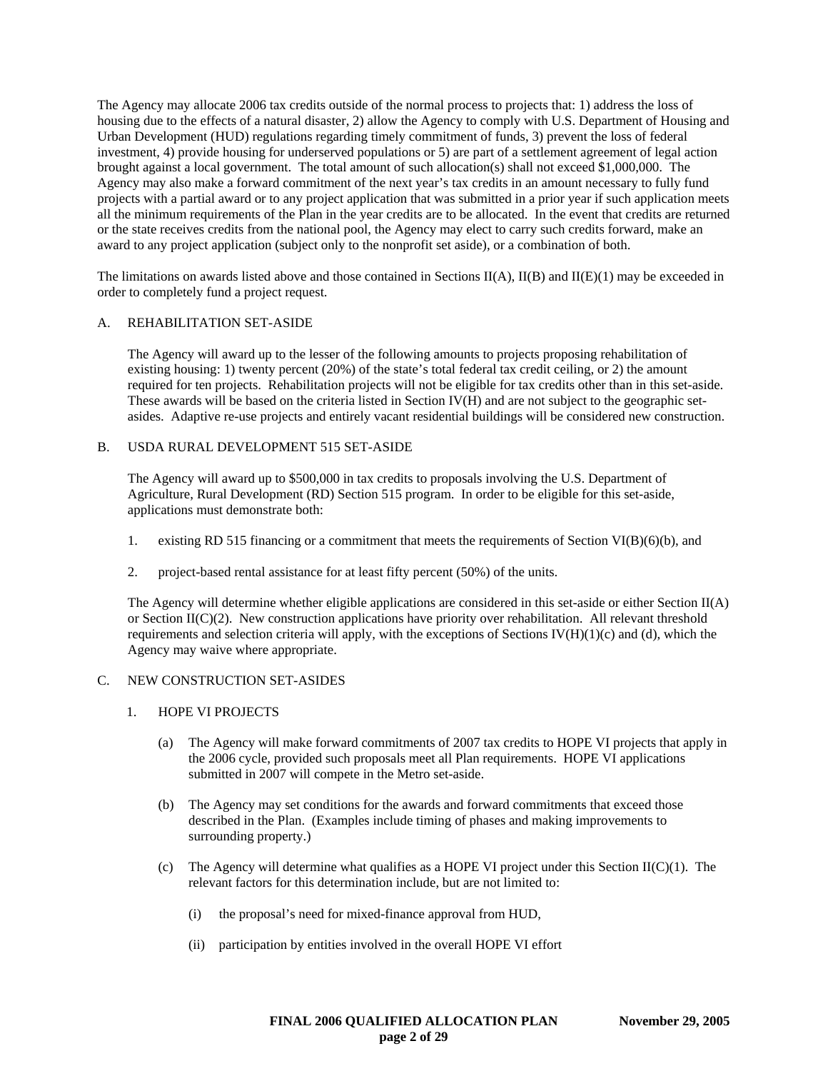The Agency may allocate 2006 tax credits outside of the normal process to projects that: 1) address the loss of housing due to the effects of a natural disaster, 2) allow the Agency to comply with U.S. Department of Housing and Urban Development (HUD) regulations regarding timely commitment of funds, 3) prevent the loss of federal investment, 4) provide housing for underserved populations or 5) are part of a settlement agreement of legal action brought against a local government. The total amount of such allocation(s) shall not exceed $1,000,000. The Agency may also make a forward commitment of the next year's tax credits in an amount necessary to fully fund projects with a partial award or to any project application that was submitted in a prior year if such application meets all the minimum requirements of the Plan in the year credits are to be allocated. In the event that credits are returned or the state receives credits from the national pool, the Agency may elect to carry such credits forward, make an award to any project application (subject only to the nonprofit set aside), or a combination of both.

The limitations on awards listed above and those contained in Sections II(A), II(B) and II(E)(1) may be exceeded in order to completely fund a project request.

## A. REHABILITATION SET-ASIDE

The Agency will award up to the lesser of the following amounts to projects proposing rehabilitation of existing housing: 1) twenty percent (20%) of the state's total federal tax credit ceiling, or 2) the amount required for ten projects. Rehabilitation projects will not be eligible for tax credits other than in this set-aside. These awards will be based on the criteria listed in Section IV(H) and are not subject to the geographic set-asides. Adaptive re-use projects and entirely vacant residential buildings will be considered new construction.

## B. USDA RURAL DEVELOPMENT 515 SET-ASIDE

The Agency will award up to $500,000 in tax credits to proposals involving the U.S. Department of Agriculture, Rural Development (RD) Section 515 program. In order to be eligible for this set-aside, applications must demonstrate both:

1. existing RD 515 financing or a commitment that meets the requirements of Section VI(B)(6)(b), and

2. project-based rental assistance for at least fifty percent (50%) of the units.

The Agency will determine whether eligible applications are considered in this set-aside or either Section II(A) or Section II(C)(2). New construction applications have priority over rehabilitation. All relevant threshold requirements and selection criteria will apply, with the exceptions of Sections IV(H)(1)(c) and (d), which the Agency may waive where appropriate.

## C. NEW CONSTRUCTION SET-ASIDES

### 1. HOPE VI PROJECTS

(a) The Agency will make forward commitments of 2007 tax credits to HOPE VI projects that apply in the 2006 cycle, provided such proposals meet all Plan requirements. HOPE VI applications submitted in 2007 will compete in the Metro set-aside.

(b) The Agency may set conditions for the awards and forward commitments that exceed those described in the Plan. (Examples include timing of phases and making improvements to surrounding property.)

(c) The Agency will determine what qualifies as a HOPE VI project under this Section II(C)(1). The relevant factors for this determination include, but are not limited to:

(i) the proposal's need for mixed-finance approval from HUD,

(ii) participation by entities involved in the overall HOPE VI effort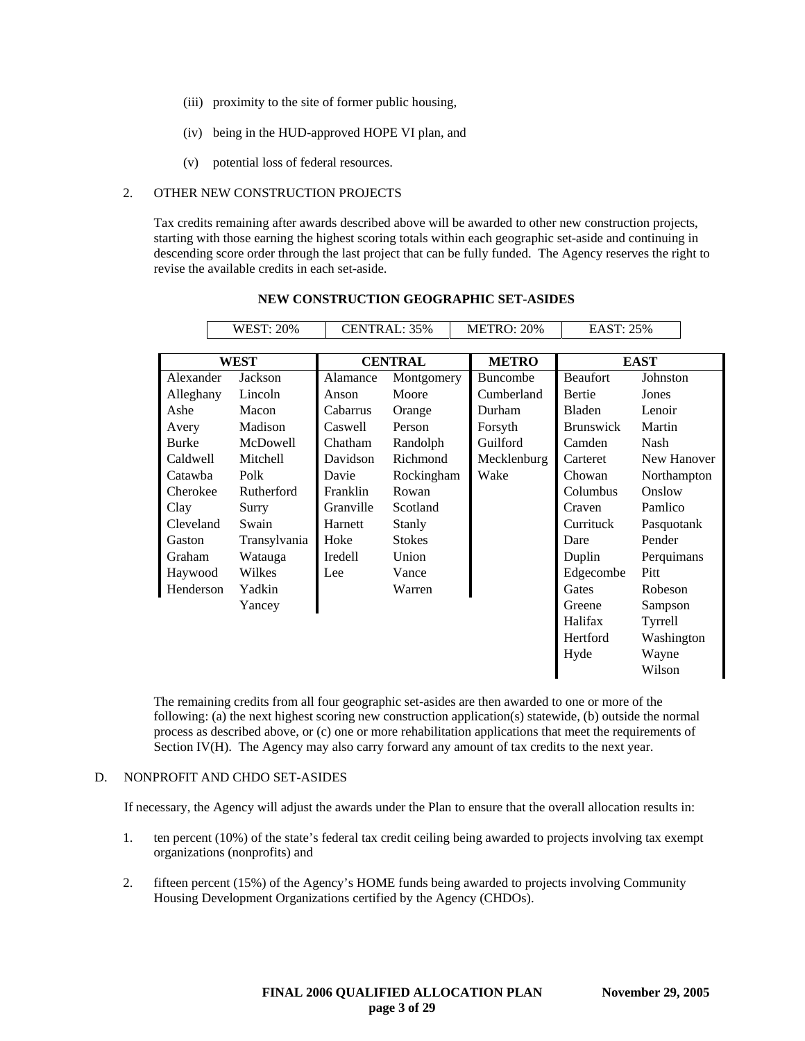(iii) proximity to the site of former public housing,

(iv) being in the HUD-approved HOPE VI plan, and

(v) potential loss of federal resources.

2. OTHER NEW CONSTRUCTION PROJECTS

Tax credits remaining after awards described above will be awarded to other new construction projects, starting with those earning the highest scoring totals within each geographic set-aside and continuing in descending score order through the last project that can be fully funded. The Agency reserves the right to revise the available credits in each set-aside.

**NEW CONSTRUCTION GEOGRAPHIC SET-ASIDES**

| WEST: 20% | CENTRAL: 35% | METRO: 20% | EAST: 25% |
|---|---|---|---|

| WEST | | CENTRAL | | METRO | EAST | |
|---|---|---|---|---|---|---|
| Alexander | Jackson | Alamance | Montgomery | Buncombe | Beaufort | Johnston |
| Alleghany | Lincoln | Anson | Moore | Cumberland | Bertie | Jones |
| Ashe | Macon | Cabarrus | Orange | Durham | Bladen | Lenoir |
| Avery | Madison | Caswell | Person | Forsyth | Brunswick | Martin |
| Burke | McDowell | Chatham | Randolph | Guilford | Camden | Nash |
| Caldwell | Mitchell | Davidson | Richmond | Mecklenburg | Carteret | New Hanover |
| Catawba | Polk | Davie | Rockingham | Wake | Chowan | Northampton |
| Cherokee | Rutherford | Franklin | Rowan | | Columbus | Onslow |
| Clay | Surry | Granville | Scotland | | Craven | Pamlico |
| Cleveland | Swain | Harnett | Stanly | | Currituck | Pasquotank |
| Gaston | Transylvania | Hoke | Stokes | | Dare | Pender |
| Graham | Watauga | Iredell | Union | | Duplin | Perquimans |
| Haywood | Wilkes | Lee | Vance | | Edgecombe | Pitt |
| Henderson | Yadkin | | Warren | | Gates | Robeson |
| | Yancey | | | | Greene | Sampson |
| | | | | | Halifax | Tyrrell |
| | | | | | Hertford | Washington |
| | | | | | Hyde | Wayne |
| | | | | | | Wilson |

The remaining credits from all four geographic set-asides are then awarded to one or more of the following: (a) the next highest scoring new construction application(s) statewide, (b) outside the normal process as described above, or (c) one or more rehabilitation applications that meet the requirements of Section IV(H). The Agency may also carry forward any amount of tax credits to the next year.

D. NONPROFIT AND CHDO SET-ASIDES

If necessary, the Agency will adjust the awards under the Plan to ensure that the overall allocation results in:

1. ten percent (10%) of the state's federal tax credit ceiling being awarded to projects involving tax exempt organizations (nonprofits) and

2. fifteen percent (15%) of the Agency's HOME funds being awarded to projects involving Community Housing Development Organizations certified by the Agency (CHDOs).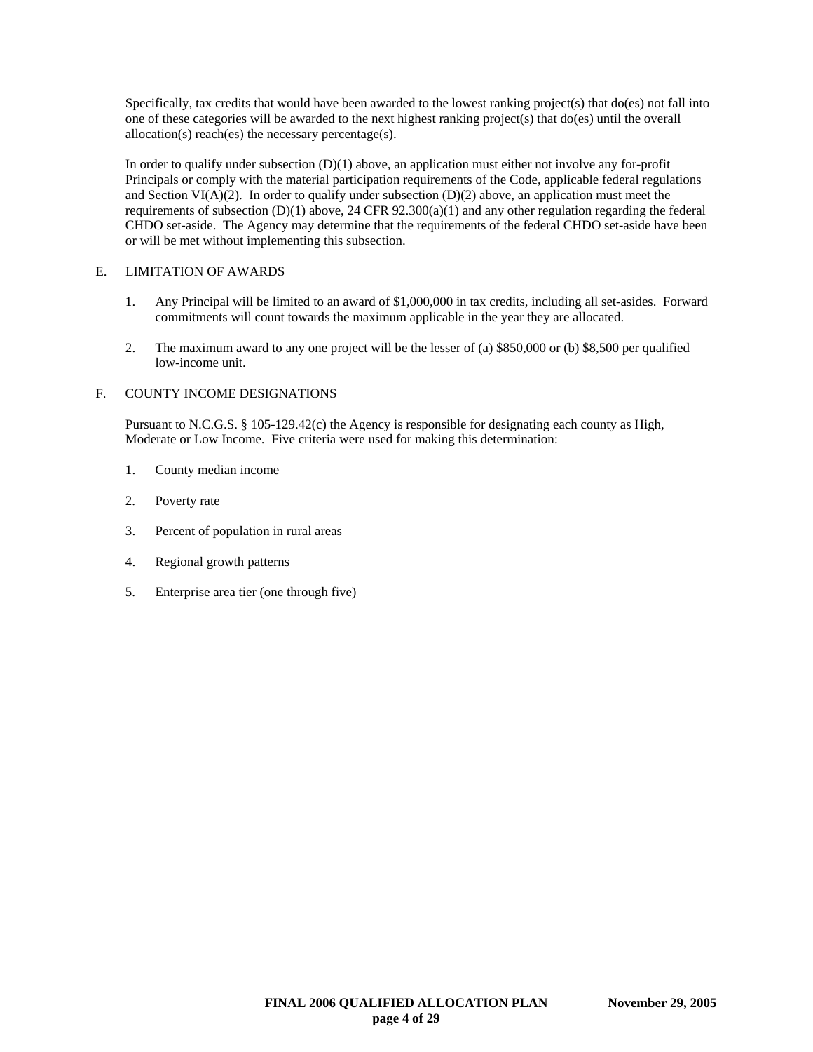Specifically, tax credits that would have been awarded to the lowest ranking project(s) that do(es) not fall into one of these categories will be awarded to the next highest ranking project(s) that do(es) until the overall allocation(s) reach(es) the necessary percentage(s).

In order to qualify under subsection (D)(1) above, an application must either not involve any for-profit Principals or comply with the material participation requirements of the Code, applicable federal regulations and Section VI(A)(2). In order to qualify under subsection (D)(2) above, an application must meet the requirements of subsection (D)(1) above, 24 CFR 92.300(a)(1) and any other regulation regarding the federal CHDO set-aside. The Agency may determine that the requirements of the federal CHDO set-aside have been or will be met without implementing this subsection.

## E. LIMITATION OF AWARDS

1. Any Principal will be limited to an award of $1,000,000 in tax credits, including all set-asides. Forward commitments will count towards the maximum applicable in the year they are allocated.

2. The maximum award to any one project will be the lesser of (a) $850,000 or (b) $8,500 per qualified low-income unit.

## F. COUNTY INCOME DESIGNATIONS

Pursuant to N.C.G.S. § 105-129.42(c) the Agency is responsible for designating each county as High, Moderate or Low Income. Five criteria were used for making this determination:

1. County median income

2. Poverty rate

3. Percent of population in rural areas

4. Regional growth patterns

5. Enterprise area tier (one through five)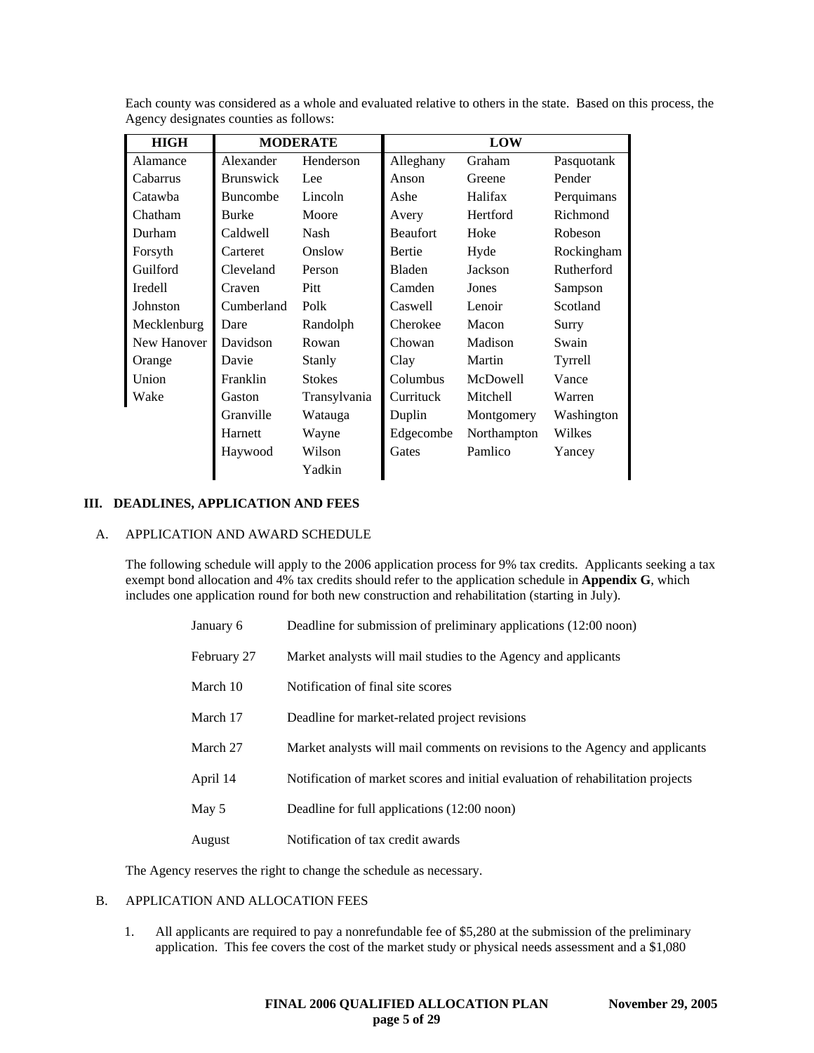Each county was considered as a whole and evaluated relative to others in the state. Based on this process, the Agency designates counties as follows:

| HIGH | MODERATE | | LOW | | |
|---|---|---|---|---|---|
| Alamance | Alexander | Henderson | Alleghany | Graham | Pasquotank |
| Cabarrus | Brunswick | Lee | Anson | Greene | Pender |
| Catawba | Buncombe | Lincoln | Ashe | Halifax | Perquimans |
| Chatham | Burke | Moore | Avery | Hertford | Richmond |
| Durham | Caldwell | Nash | Beaufort | Hoke | Robeson |
| Forsyth | Carteret | Onslow | Bertie | Hyde | Rockingham |
| Guilford | Cleveland | Person | Bladen | Jackson | Rutherford |
| Iredell | Craven | Pitt | Camden | Jones | Sampson |
| Johnston | Cumberland | Polk | Caswell | Lenoir | Scotland |
| Mecklenburg | Dare | Randolph | Cherokee | Macon | Surry |
| New Hanover | Davidson | Rowan | Chowan | Madison | Swain |
| Orange | Davie | Stanly | Clay | Martin | Tyrrell |
| Union | Franklin | Stokes | Columbus | McDowell | Vance |
| Wake | Gaston | Transylvania | Currituck | Mitchell | Warren |
| | Granville | Watauga | Duplin | Montgomery | Washington |
| | Harnett | Wayne | Edgecombe | Northampton | Wilkes |
| | Haywood | Wilson | Gates | Pamlico | Yancey |
| | | Yadkin | | | |

## III. DEADLINES, APPLICATION AND FEES

### A. APPLICATION AND AWARD SCHEDULE

The following schedule will apply to the 2006 application process for 9% tax credits. Applicants seeking a tax exempt bond allocation and 4% tax credits should refer to the application schedule in **Appendix G**, which includes one application round for both new construction and rehabilitation (starting in July).

| | |
|---|---|
| January 6 | Deadline for submission of preliminary applications (12:00 noon) |
| February 27 | Market analysts will mail studies to the Agency and applicants |
| March 10 | Notification of final site scores |
| March 17 | Deadline for market-related project revisions |
| March 27 | Market analysts will mail comments on revisions to the Agency and applicants |
| April 14 | Notification of market scores and initial evaluation of rehabilitation projects |
| May 5 | Deadline for full applications (12:00 noon) |
| August | Notification of tax credit awards |

The Agency reserves the right to change the schedule as necessary.

### B. APPLICATION AND ALLOCATION FEES

1. All applicants are required to pay a nonrefundable fee of $5,280 at the submission of the preliminary application. This fee covers the cost of the market study or physical needs assessment and a $1,080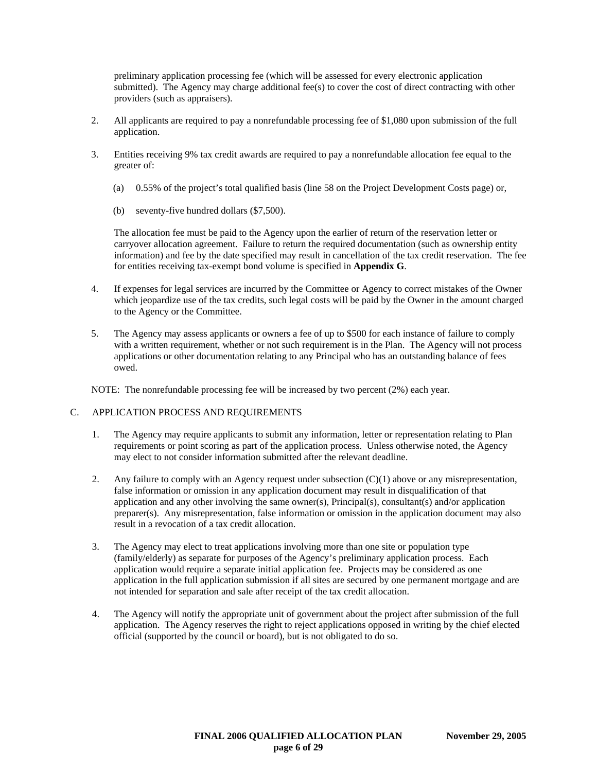preliminary application processing fee (which will be assessed for every electronic application submitted). The Agency may charge additional fee(s) to cover the cost of direct contracting with other providers (such as appraisers).

2. All applicants are required to pay a nonrefundable processing fee of $1,080 upon submission of the full application.

3. Entities receiving 9% tax credit awards are required to pay a nonrefundable allocation fee equal to the greater of:

   (a) 0.55% of the project's total qualified basis (line 58 on the Project Development Costs page) or,

   (b) seventy-five hundred dollars ($7,500).

   The allocation fee must be paid to the Agency upon the earlier of return of the reservation letter or carryover allocation agreement. Failure to return the required documentation (such as ownership entity information) and fee by the date specified may result in cancellation of the tax credit reservation. The fee for entities receiving tax-exempt bond volume is specified in **Appendix G**.

4. If expenses for legal services are incurred by the Committee or Agency to correct mistakes of the Owner which jeopardize use of the tax credits, such legal costs will be paid by the Owner in the amount charged to the Agency or the Committee.

5. The Agency may assess applicants or owners a fee of up to $500 for each instance of failure to comply with a written requirement, whether or not such requirement is in the Plan. The Agency will not process applications or other documentation relating to any Principal who has an outstanding balance of fees owed.

NOTE: The nonrefundable processing fee will be increased by two percent (2%) each year.

C. APPLICATION PROCESS AND REQUIREMENTS

1. The Agency may require applicants to submit any information, letter or representation relating to Plan requirements or point scoring as part of the application process. Unless otherwise noted, the Agency may elect to not consider information submitted after the relevant deadline.

2. Any failure to comply with an Agency request under subsection (C)(1) above or any misrepresentation, false information or omission in any application document may result in disqualification of that application and any other involving the same owner(s), Principal(s), consultant(s) and/or application preparer(s). Any misrepresentation, false information or omission in the application document may also result in a revocation of a tax credit allocation.

3. The Agency may elect to treat applications involving more than one site or population type (family/elderly) as separate for purposes of the Agency's preliminary application process. Each application would require a separate initial application fee. Projects may be considered as one application in the full application submission if all sites are secured by one permanent mortgage and are not intended for separation and sale after receipt of the tax credit allocation.

4. The Agency will notify the appropriate unit of government about the project after submission of the full application. The Agency reserves the right to reject applications opposed in writing by the chief elected official (supported by the council or board), but is not obligated to do so.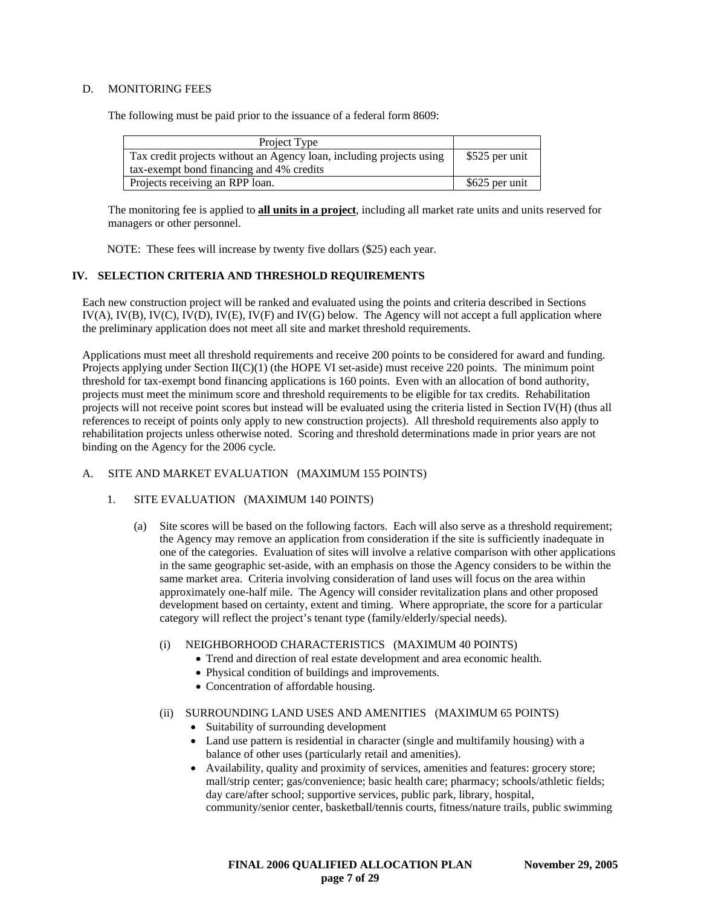D. MONITORING FEES

The following must be paid prior to the issuance of a federal form 8609:

| Project Type | |
|---|---|
| Tax credit projects without an Agency loan, including projects using tax-exempt bond financing and 4% credits | $525 per unit |
| Projects receiving an RPP loan. | $625 per unit |

The monitoring fee is applied to **all units in a project**, including all market rate units and units reserved for managers or other personnel.

NOTE: These fees will increase by twenty five dollars ($25) each year.

## IV. SELECTION CRITERIA AND THRESHOLD REQUIREMENTS

Each new construction project will be ranked and evaluated using the points and criteria described in Sections IV(A), IV(B), IV(C), IV(D), IV(E), IV(F) and IV(G) below. The Agency will not accept a full application where the preliminary application does not meet all site and market threshold requirements.

Applications must meet all threshold requirements and receive 200 points to be considered for award and funding. Projects applying under Section II(C)(1) (the HOPE VI set-aside) must receive 220 points. The minimum point threshold for tax-exempt bond financing applications is 160 points. Even with an allocation of bond authority, projects must meet the minimum score and threshold requirements to be eligible for tax credits. Rehabilitation projects will not receive point scores but instead will be evaluated using the criteria listed in Section IV(H) (thus all references to receipt of points only apply to new construction projects). All threshold requirements also apply to rehabilitation projects unless otherwise noted. Scoring and threshold determinations made in prior years are not binding on the Agency for the 2006 cycle.

A. SITE AND MARKET EVALUATION (MAXIMUM 155 POINTS)

1. SITE EVALUATION (MAXIMUM 140 POINTS)

(a) Site scores will be based on the following factors. Each will also serve as a threshold requirement; the Agency may remove an application from consideration if the site is sufficiently inadequate in one of the categories. Evaluation of sites will involve a relative comparison with other applications in the same geographic set-aside, with an emphasis on those the Agency considers to be within the same market area. Criteria involving consideration of land uses will focus on the area within approximately one-half mile. The Agency will consider revitalization plans and other proposed development based on certainty, extent and timing. Where appropriate, the score for a particular category will reflect the project's tenant type (family/elderly/special needs).

(i) NEIGHBORHOOD CHARACTERISTICS (MAXIMUM 40 POINTS)

- Trend and direction of real estate development and area economic health.
- Physical condition of buildings and improvements.
- Concentration of affordable housing.

(ii) SURROUNDING LAND USES AND AMENITIES (MAXIMUM 65 POINTS)

- Suitability of surrounding development
- Land use pattern is residential in character (single and multifamily housing) with a balance of other uses (particularly retail and amenities).
- Availability, quality and proximity of services, amenities and features: grocery store; mall/strip center; gas/convenience; basic health care; pharmacy; schools/athletic fields; day care/after school; supportive services, public park, library, hospital, community/senior center, basketball/tennis courts, fitness/nature trails, public swimming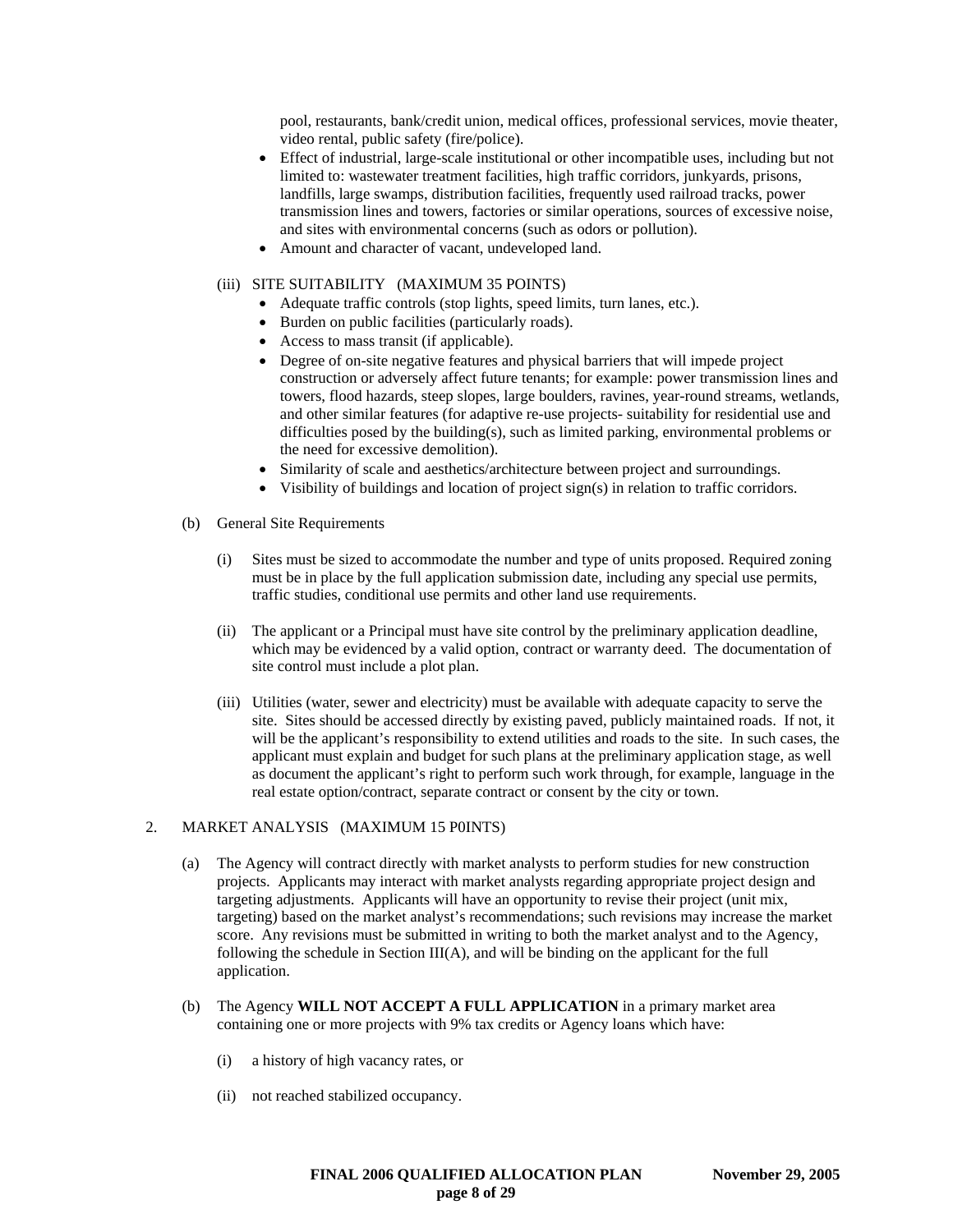pool, restaurants, bank/credit union, medical offices, professional services, movie theater, video rental, public safety (fire/police).

- Effect of industrial, large-scale institutional or other incompatible uses, including but not limited to: wastewater treatment facilities, high traffic corridors, junkyards, prisons, landfills, large swamps, distribution facilities, frequently used railroad tracks, power transmission lines and towers, factories or similar operations, sources of excessive noise, and sites with environmental concerns (such as odors or pollution).
- Amount and character of vacant, undeveloped land.

(iii) SITE SUITABILITY (MAXIMUM 35 POINTS)

- Adequate traffic controls (stop lights, speed limits, turn lanes, etc.).
- Burden on public facilities (particularly roads).
- Access to mass transit (if applicable).
- Degree of on-site negative features and physical barriers that will impede project construction or adversely affect future tenants; for example: power transmission lines and towers, flood hazards, steep slopes, large boulders, ravines, year-round streams, wetlands, and other similar features (for adaptive re-use projects- suitability for residential use and difficulties posed by the building(s), such as limited parking, environmental problems or the need for excessive demolition).
- Similarity of scale and aesthetics/architecture between project and surroundings.
- Visibility of buildings and location of project sign(s) in relation to traffic corridors.

(b) General Site Requirements

(i) Sites must be sized to accommodate the number and type of units proposed. Required zoning must be in place by the full application submission date, including any special use permits, traffic studies, conditional use permits and other land use requirements.

(ii) The applicant or a Principal must have site control by the preliminary application deadline, which may be evidenced by a valid option, contract or warranty deed. The documentation of site control must include a plot plan.

(iii) Utilities (water, sewer and electricity) must be available with adequate capacity to serve the site. Sites should be accessed directly by existing paved, publicly maintained roads. If not, it will be the applicant's responsibility to extend utilities and roads to the site. In such cases, the applicant must explain and budget for such plans at the preliminary application stage, as well as document the applicant's right to perform such work through, for example, language in the real estate option/contract, separate contract or consent by the city or town.

2. MARKET ANALYSIS (MAXIMUM 15 P0INTS)

(a) The Agency will contract directly with market analysts to perform studies for new construction projects. Applicants may interact with market analysts regarding appropriate project design and targeting adjustments. Applicants will have an opportunity to revise their project (unit mix, targeting) based on the market analyst's recommendations; such revisions may increase the market score. Any revisions must be submitted in writing to both the market analyst and to the Agency, following the schedule in Section III(A), and will be binding on the applicant for the full application.

(b) The Agency **WILL NOT ACCEPT A FULL APPLICATION** in a primary market area containing one or more projects with 9% tax credits or Agency loans which have:

(i) a history of high vacancy rates, or

(ii) not reached stabilized occupancy.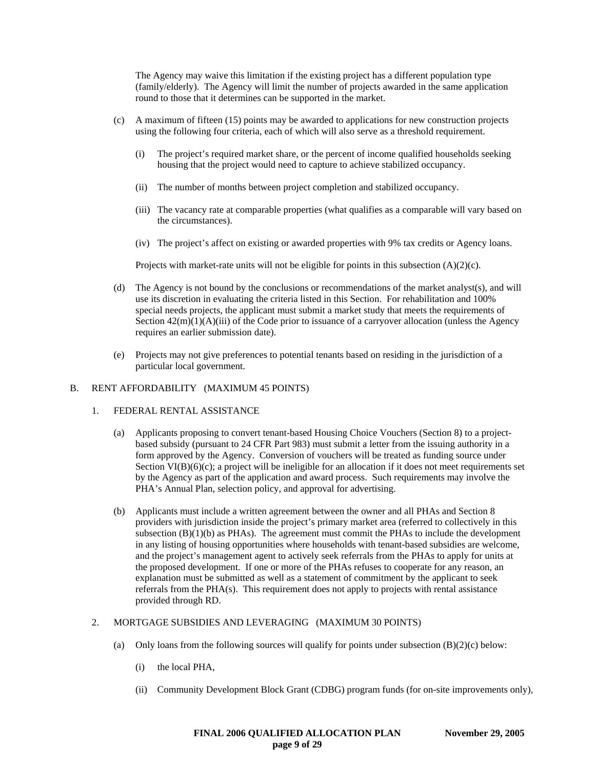The Agency may waive this limitation if the existing project has a different population type (family/elderly). The Agency will limit the number of projects awarded in the same application round to those that it determines can be supported in the market.

(c) A maximum of fifteen (15) points may be awarded to applications for new construction projects using the following four criteria, each of which will also serve as a threshold requirement.

   (i) The project's required market share, or the percent of income qualified households seeking housing that the project would need to capture to achieve stabilized occupancy.

   (ii) The number of months between project completion and stabilized occupancy.

   (iii) The vacancy rate at comparable properties (what qualifies as a comparable will vary based on the circumstances).

   (iv) The project's affect on existing or awarded properties with 9% tax credits or Agency loans.

   Projects with market-rate units will not be eligible for points in this subsection (A)(2)(c).

(d) The Agency is not bound by the conclusions or recommendations of the market analyst(s), and will use its discretion in evaluating the criteria listed in this Section. For rehabilitation and 100% special needs projects, the applicant must submit a market study that meets the requirements of Section 42(m)(1)(A)(iii) of the Code prior to issuance of a carryover allocation (unless the Agency requires an earlier submission date).

(e) Projects may not give preferences to potential tenants based on residing in the jurisdiction of a particular local government.

B. RENT AFFORDABILITY (MAXIMUM 45 POINTS)

1. FEDERAL RENTAL ASSISTANCE

(a) Applicants proposing to convert tenant-based Housing Choice Vouchers (Section 8) to a project-based subsidy (pursuant to 24 CFR Part 983) must submit a letter from the issuing authority in a form approved by the Agency. Conversion of vouchers will be treated as funding source under Section VI(B)(6)(c); a project will be ineligible for an allocation if it does not meet requirements set by the Agency as part of the application and award process. Such requirements may involve the PHA's Annual Plan, selection policy, and approval for advertising.

(b) Applicants must include a written agreement between the owner and all PHAs and Section 8 providers with jurisdiction inside the project's primary market area (referred to collectively in this subsection (B)(1)(b) as PHAs). The agreement must commit the PHAs to include the development in any listing of housing opportunities where households with tenant-based subsidies are welcome, and the project's management agent to actively seek referrals from the PHAs to apply for units at the proposed development. If one or more of the PHAs refuses to cooperate for any reason, an explanation must be submitted as well as a statement of commitment by the applicant to seek referrals from the PHA(s). This requirement does not apply to projects with rental assistance provided through RD.

2. MORTGAGE SUBSIDIES AND LEVERAGING (MAXIMUM 30 POINTS)

(a) Only loans from the following sources will qualify for points under subsection (B)(2)(c) below:

   (i) the local PHA,

   (ii) Community Development Block Grant (CDBG) program funds (for on-site improvements only),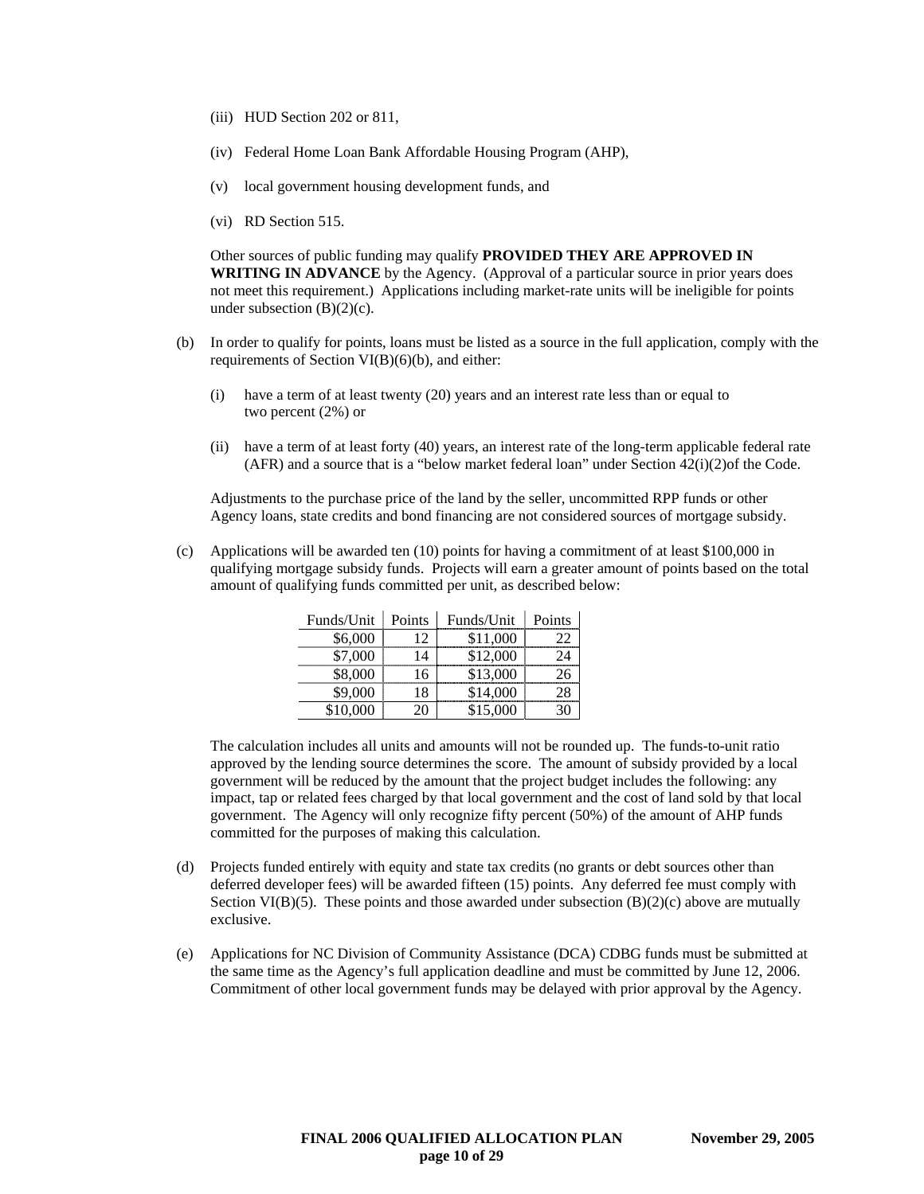(iii) HUD Section 202 or 811,

(iv) Federal Home Loan Bank Affordable Housing Program (AHP),

(v) local government housing development funds, and

(vi) RD Section 515.

Other sources of public funding may qualify **PROVIDED THEY ARE APPROVED IN WRITING IN ADVANCE** by the Agency. (Approval of a particular source in prior years does not meet this requirement.) Applications including market-rate units will be ineligible for points under subsection (B)(2)(c).

(b) In order to qualify for points, loans must be listed as a source in the full application, comply with the requirements of Section VI(B)(6)(b), and either:

(i) have a term of at least twenty (20) years and an interest rate less than or equal to two percent (2%) or

(ii) have a term of at least forty (40) years, an interest rate of the long-term applicable federal rate (AFR) and a source that is a "below market federal loan" under Section 42(i)(2)of the Code.

Adjustments to the purchase price of the land by the seller, uncommitted RPP funds or other Agency loans, state credits and bond financing are not considered sources of mortgage subsidy.

(c) Applications will be awarded ten (10) points for having a commitment of at least $100,000 in qualifying mortgage subsidy funds. Projects will earn a greater amount of points based on the total amount of qualifying funds committed per unit, as described below:

| Funds/Unit | Points | Funds/Unit | Points |
|---|---|---|---|
| $6,000 | 12 | $11,000 | 22 |
| $7,000 | 14 | $12,000 | 24 |
| $8,000 | 16 | $13,000 | 26 |
| $9,000 | 18 | $14,000 | 28 |
| $10,000 | 20 | $15,000 | 30 |

The calculation includes all units and amounts will not be rounded up. The funds-to-unit ratio approved by the lending source determines the score. The amount of subsidy provided by a local government will be reduced by the amount that the project budget includes the following: any impact, tap or related fees charged by that local government and the cost of land sold by that local government. The Agency will only recognize fifty percent (50%) of the amount of AHP funds committed for the purposes of making this calculation.

(d) Projects funded entirely with equity and state tax credits (no grants or debt sources other than deferred developer fees) will be awarded fifteen (15) points. Any deferred fee must comply with Section VI(B)(5). These points and those awarded under subsection (B)(2)(c) above are mutually exclusive.

(e) Applications for NC Division of Community Assistance (DCA) CDBG funds must be submitted at the same time as the Agency's full application deadline and must be committed by June 12, 2006. Commitment of other local government funds may be delayed with prior approval by the Agency.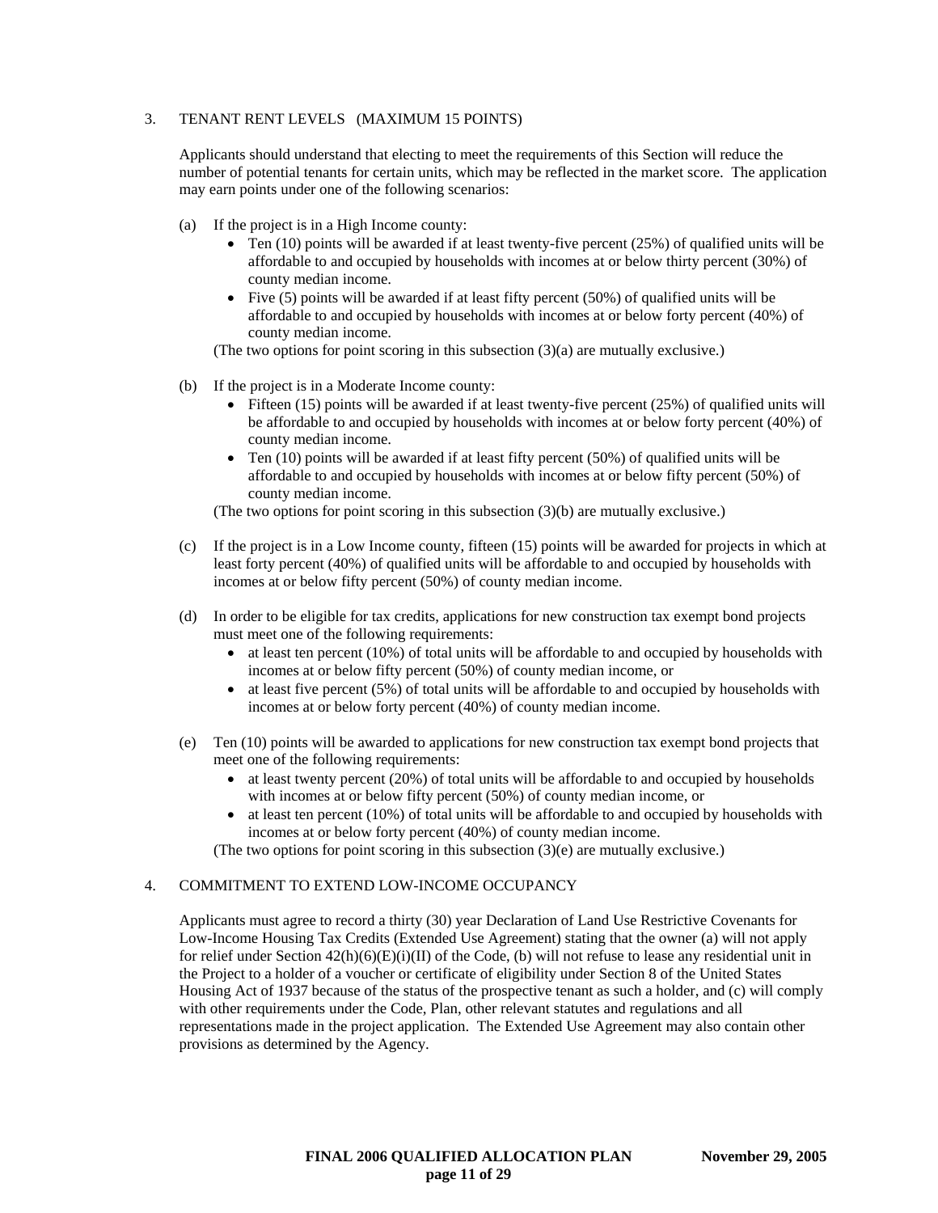## 3. TENANT RENT LEVELS (MAXIMUM 15 POINTS)

Applicants should understand that electing to meet the requirements of this Section will reduce the number of potential tenants for certain units, which may be reflected in the market score. The application may earn points under one of the following scenarios:

(a) If the project is in a High Income county:

- Ten (10) points will be awarded if at least twenty-five percent (25%) of qualified units will be affordable to and occupied by households with incomes at or below thirty percent (30%) of county median income.
- Five (5) points will be awarded if at least fifty percent (50%) of qualified units will be affordable to and occupied by households with incomes at or below forty percent (40%) of county median income.

(The two options for point scoring in this subsection (3)(a) are mutually exclusive.)

(b) If the project is in a Moderate Income county:

- Fifteen (15) points will be awarded if at least twenty-five percent (25%) of qualified units will be affordable to and occupied by households with incomes at or below forty percent (40%) of county median income.
- Ten (10) points will be awarded if at least fifty percent (50%) of qualified units will be affordable to and occupied by households with incomes at or below fifty percent (50%) of county median income.

(The two options for point scoring in this subsection (3)(b) are mutually exclusive.)

(c) If the project is in a Low Income county, fifteen (15) points will be awarded for projects in which at least forty percent (40%) of qualified units will be affordable to and occupied by households with incomes at or below fifty percent (50%) of county median income.

(d) In order to be eligible for tax credits, applications for new construction tax exempt bond projects must meet one of the following requirements:

- at least ten percent (10%) of total units will be affordable to and occupied by households with incomes at or below fifty percent (50%) of county median income, or
- at least five percent (5%) of total units will be affordable to and occupied by households with incomes at or below forty percent (40%) of county median income.

(e) Ten (10) points will be awarded to applications for new construction tax exempt bond projects that meet one of the following requirements:

- at least twenty percent (20%) of total units will be affordable to and occupied by households with incomes at or below fifty percent (50%) of county median income, or
- at least ten percent (10%) of total units will be affordable to and occupied by households with incomes at or below forty percent (40%) of county median income.

(The two options for point scoring in this subsection (3)(e) are mutually exclusive.)

## 4. COMMITMENT TO EXTEND LOW-INCOME OCCUPANCY

Applicants must agree to record a thirty (30) year Declaration of Land Use Restrictive Covenants for Low-Income Housing Tax Credits (Extended Use Agreement) stating that the owner (a) will not apply for relief under Section 42(h)(6)(E)(i)(II) of the Code, (b) will not refuse to lease any residential unit in the Project to a holder of a voucher or certificate of eligibility under Section 8 of the United States Housing Act of 1937 because of the status of the prospective tenant as such a holder, and (c) will comply with other requirements under the Code, Plan, other relevant statutes and regulations and all representations made in the project application. The Extended Use Agreement may also contain other provisions as determined by the Agency.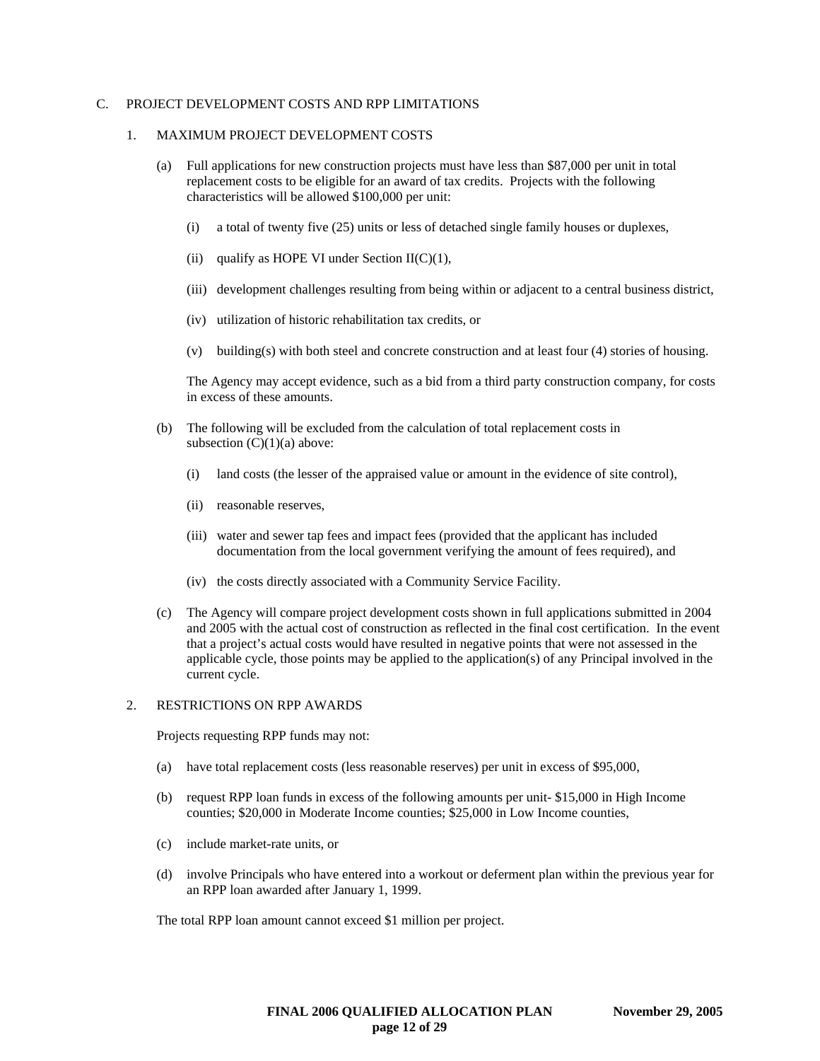C. PROJECT DEVELOPMENT COSTS AND RPP LIMITATIONS

1. MAXIMUM PROJECT DEVELOPMENT COSTS

(a) Full applications for new construction projects must have less than $87,000 per unit in total replacement costs to be eligible for an award of tax credits. Projects with the following characteristics will be allowed $100,000 per unit:

(i) a total of twenty five (25) units or less of detached single family houses or duplexes,

(ii) qualify as HOPE VI under Section II(C)(1),

(iii) development challenges resulting from being within or adjacent to a central business district,

(iv) utilization of historic rehabilitation tax credits, or

(v) building(s) with both steel and concrete construction and at least four (4) stories of housing.

The Agency may accept evidence, such as a bid from a third party construction company, for costs in excess of these amounts.

(b) The following will be excluded from the calculation of total replacement costs in subsection (C)(1)(a) above:

(i) land costs (the lesser of the appraised value or amount in the evidence of site control),

(ii) reasonable reserves,

(iii) water and sewer tap fees and impact fees (provided that the applicant has included documentation from the local government verifying the amount of fees required), and

(iv) the costs directly associated with a Community Service Facility.

(c) The Agency will compare project development costs shown in full applications submitted in 2004 and 2005 with the actual cost of construction as reflected in the final cost certification. In the event that a project's actual costs would have resulted in negative points that were not assessed in the applicable cycle, those points may be applied to the application(s) of any Principal involved in the current cycle.

2. RESTRICTIONS ON RPP AWARDS

Projects requesting RPP funds may not:

(a) have total replacement costs (less reasonable reserves) per unit in excess of $95,000,

(b) request RPP loan funds in excess of the following amounts per unit- $15,000 in High Income counties; $20,000 in Moderate Income counties; $25,000 in Low Income counties,

(c) include market-rate units, or

(d) involve Principals who have entered into a workout or deferment plan within the previous year for an RPP loan awarded after January 1, 1999.

The total RPP loan amount cannot exceed $1 million per project.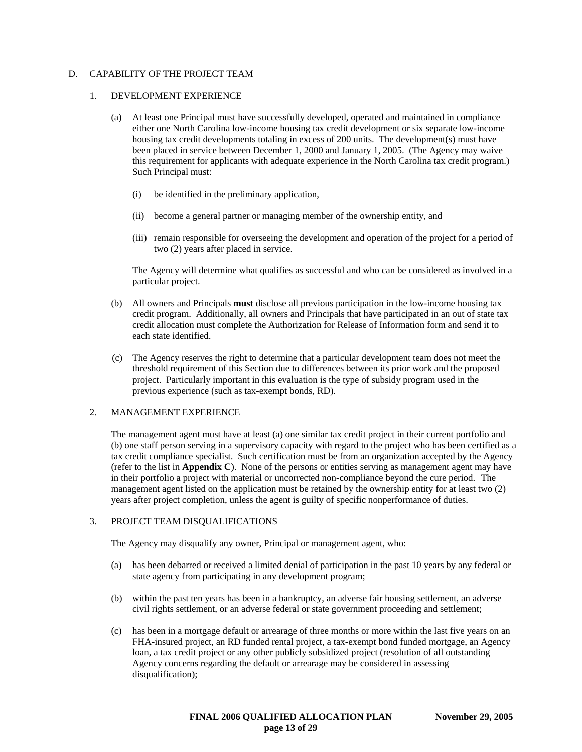## D. CAPABILITY OF THE PROJECT TEAM

### 1. DEVELOPMENT EXPERIENCE

(a) At least one Principal must have successfully developed, operated and maintained in compliance either one North Carolina low-income housing tax credit development or six separate low-income housing tax credit developments totaling in excess of 200 units. The development(s) must have been placed in service between December 1, 2000 and January 1, 2005. (The Agency may waive this requirement for applicants with adequate experience in the North Carolina tax credit program.) Such Principal must:

(i) be identified in the preliminary application,

(ii) become a general partner or managing member of the ownership entity, and

(iii) remain responsible for overseeing the development and operation of the project for a period of two (2) years after placed in service.

The Agency will determine what qualifies as successful and who can be considered as involved in a particular project.

(b) All owners and Principals **must** disclose all previous participation in the low-income housing tax credit program. Additionally, all owners and Principals that have participated in an out of state tax credit allocation must complete the Authorization for Release of Information form and send it to each state identified.

(c) The Agency reserves the right to determine that a particular development team does not meet the threshold requirement of this Section due to differences between its prior work and the proposed project. Particularly important in this evaluation is the type of subsidy program used in the previous experience (such as tax-exempt bonds, RD).

### 2. MANAGEMENT EXPERIENCE

The management agent must have at least (a) one similar tax credit project in their current portfolio and (b) one staff person serving in a supervisory capacity with regard to the project who has been certified as a tax credit compliance specialist. Such certification must be from an organization accepted by the Agency (refer to the list in **Appendix C**). None of the persons or entities serving as management agent may have in their portfolio a project with material or uncorrected non-compliance beyond the cure period. The management agent listed on the application must be retained by the ownership entity for at least two (2) years after project completion, unless the agent is guilty of specific nonperformance of duties.

### 3. PROJECT TEAM DISQUALIFICATIONS

The Agency may disqualify any owner, Principal or management agent, who:

(a) has been debarred or received a limited denial of participation in the past 10 years by any federal or state agency from participating in any development program;

(b) within the past ten years has been in a bankruptcy, an adverse fair housing settlement, an adverse civil rights settlement, or an adverse federal or state government proceeding and settlement;

(c) has been in a mortgage default or arrearage of three months or more within the last five years on an FHA-insured project, an RD funded rental project, a tax-exempt bond funded mortgage, an Agency loan, a tax credit project or any other publicly subsidized project (resolution of all outstanding Agency concerns regarding the default or arrearage may be considered in assessing disqualification);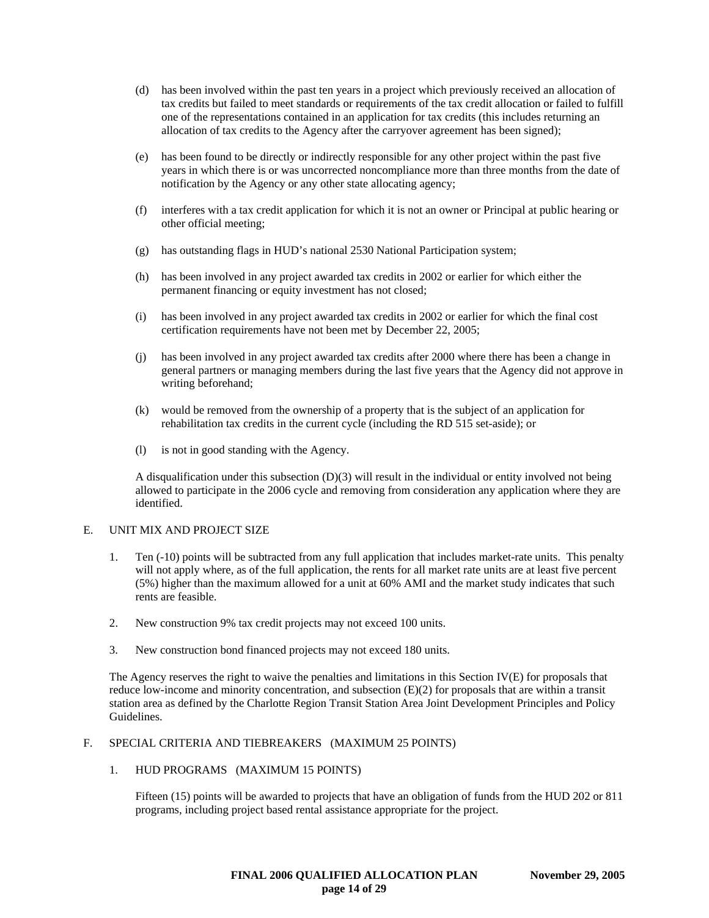(d) has been involved within the past ten years in a project which previously received an allocation of tax credits but failed to meet standards or requirements of the tax credit allocation or failed to fulfill one of the representations contained in an application for tax credits (this includes returning an allocation of tax credits to the Agency after the carryover agreement has been signed);

(e) has been found to be directly or indirectly responsible for any other project within the past five years in which there is or was uncorrected noncompliance more than three months from the date of notification by the Agency or any other state allocating agency;

(f) interferes with a tax credit application for which it is not an owner or Principal at public hearing or other official meeting;

(g) has outstanding flags in HUD's national 2530 National Participation system;

(h) has been involved in any project awarded tax credits in 2002 or earlier for which either the permanent financing or equity investment has not closed;

(i) has been involved in any project awarded tax credits in 2002 or earlier for which the final cost certification requirements have not been met by December 22, 2005;

(j) has been involved in any project awarded tax credits after 2000 where there has been a change in general partners or managing members during the last five years that the Agency did not approve in writing beforehand;

(k) would be removed from the ownership of a property that is the subject of an application for rehabilitation tax credits in the current cycle (including the RD 515 set-aside); or

(l) is not in good standing with the Agency.

A disqualification under this subsection (D)(3) will result in the individual or entity involved not being allowed to participate in the 2006 cycle and removing from consideration any application where they are identified.

## E. UNIT MIX AND PROJECT SIZE

1. Ten (-10) points will be subtracted from any full application that includes market-rate units. This penalty will not apply where, as of the full application, the rents for all market rate units are at least five percent (5%) higher than the maximum allowed for a unit at 60% AMI and the market study indicates that such rents are feasible.

2. New construction 9% tax credit projects may not exceed 100 units.

3. New construction bond financed projects may not exceed 180 units.

The Agency reserves the right to waive the penalties and limitations in this Section IV(E) for proposals that reduce low-income and minority concentration, and subsection (E)(2) for proposals that are within a transit station area as defined by the Charlotte Region Transit Station Area Joint Development Principles and Policy Guidelines.

## F. SPECIAL CRITERIA AND TIEBREAKERS (MAXIMUM 25 POINTS)

### 1. HUD PROGRAMS (MAXIMUM 15 POINTS)

Fifteen (15) points will be awarded to projects that have an obligation of funds from the HUD 202 or 811 programs, including project based rental assistance appropriate for the project.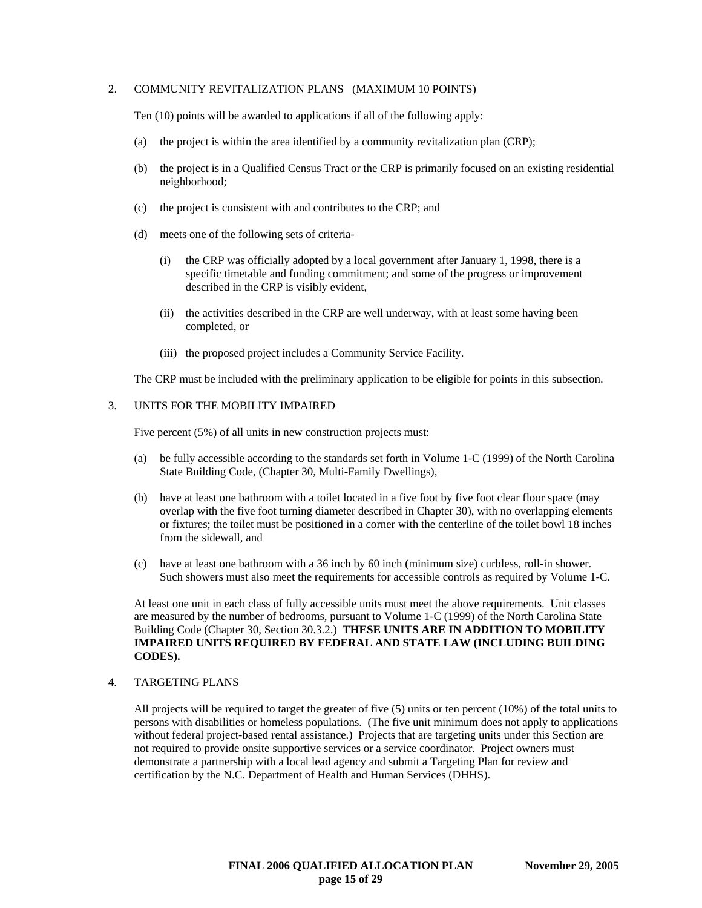2. COMMUNITY REVITALIZATION PLANS (MAXIMUM 10 POINTS)

   Ten (10) points will be awarded to applications if all of the following apply:

   (a) the project is within the area identified by a community revitalization plan (CRP);

   (b) the project is in a Qualified Census Tract or the CRP is primarily focused on an existing residential neighborhood;

   (c) the project is consistent with and contributes to the CRP; and

   (d) meets one of the following sets of criteria-

      (i) the CRP was officially adopted by a local government after January 1, 1998, there is a specific timetable and funding commitment; and some of the progress or improvement described in the CRP is visibly evident,

      (ii) the activities described in the CRP are well underway, with at least some having been completed, or

      (iii) the proposed project includes a Community Service Facility.

   The CRP must be included with the preliminary application to be eligible for points in this subsection.

3. UNITS FOR THE MOBILITY IMPAIRED

   Five percent (5%) of all units in new construction projects must:

   (a) be fully accessible according to the standards set forth in Volume 1-C (1999) of the North Carolina State Building Code, (Chapter 30, Multi-Family Dwellings),

   (b) have at least one bathroom with a toilet located in a five foot by five foot clear floor space (may overlap with the five foot turning diameter described in Chapter 30), with no overlapping elements or fixtures; the toilet must be positioned in a corner with the centerline of the toilet bowl 18 inches from the sidewall, and

   (c) have at least one bathroom with a 36 inch by 60 inch (minimum size) curbless, roll-in shower. Such showers must also meet the requirements for accessible controls as required by Volume 1-C.

   At least one unit in each class of fully accessible units must meet the above requirements. Unit classes are measured by the number of bedrooms, pursuant to Volume 1-C (1999) of the North Carolina State Building Code (Chapter 30, Section 30.3.2.) **THESE UNITS ARE IN ADDITION TO MOBILITY IMPAIRED UNITS REQUIRED BY FEDERAL AND STATE LAW (INCLUDING BUILDING CODES).**

4. TARGETING PLANS

   All projects will be required to target the greater of five (5) units or ten percent (10%) of the total units to persons with disabilities or homeless populations. (The five unit minimum does not apply to applications without federal project-based rental assistance.) Projects that are targeting units under this Section are not required to provide onsite supportive services or a service coordinator. Project owners must demonstrate a partnership with a local lead agency and submit a Targeting Plan for review and certification by the N.C. Department of Health and Human Services (DHHS).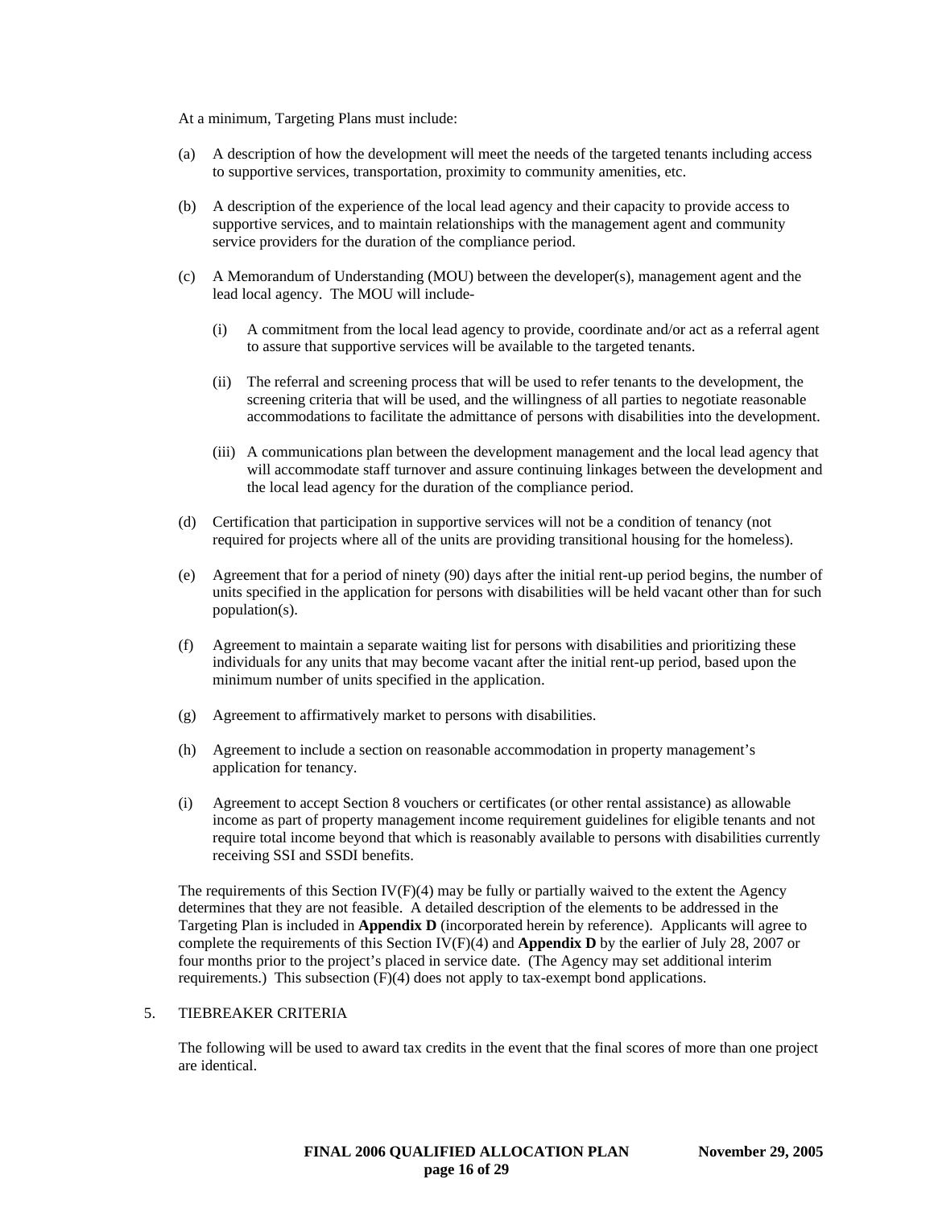At a minimum, Targeting Plans must include:

(a) A description of how the development will meet the needs of the targeted tenants including access to supportive services, transportation, proximity to community amenities, etc.

(b) A description of the experience of the local lead agency and their capacity to provide access to supportive services, and to maintain relationships with the management agent and community service providers for the duration of the compliance period.

(c) A Memorandum of Understanding (MOU) between the developer(s), management agent and the lead local agency. The MOU will include-

   (i) A commitment from the local lead agency to provide, coordinate and/or act as a referral agent to assure that supportive services will be available to the targeted tenants.

   (ii) The referral and screening process that will be used to refer tenants to the development, the screening criteria that will be used, and the willingness of all parties to negotiate reasonable accommodations to facilitate the admittance of persons with disabilities into the development.

   (iii) A communications plan between the development management and the local lead agency that will accommodate staff turnover and assure continuing linkages between the development and the local lead agency for the duration of the compliance period.

(d) Certification that participation in supportive services will not be a condition of tenancy (not required for projects where all of the units are providing transitional housing for the homeless).

(e) Agreement that for a period of ninety (90) days after the initial rent-up period begins, the number of units specified in the application for persons with disabilities will be held vacant other than for such population(s).

(f) Agreement to maintain a separate waiting list for persons with disabilities and prioritizing these individuals for any units that may become vacant after the initial rent-up period, based upon the minimum number of units specified in the application.

(g) Agreement to affirmatively market to persons with disabilities.

(h) Agreement to include a section on reasonable accommodation in property management's application for tenancy.

(i) Agreement to accept Section 8 vouchers or certificates (or other rental assistance) as allowable income as part of property management income requirement guidelines for eligible tenants and not require total income beyond that which is reasonably available to persons with disabilities currently receiving SSI and SSDI benefits.

The requirements of this Section IV(F)(4) may be fully or partially waived to the extent the Agency determines that they are not feasible. A detailed description of the elements to be addressed in the Targeting Plan is included in **Appendix D** (incorporated herein by reference). Applicants will agree to complete the requirements of this Section IV(F)(4) and **Appendix D** by the earlier of July 28, 2007 or four months prior to the project's placed in service date. (The Agency may set additional interim requirements.) This subsection (F)(4) does not apply to tax-exempt bond applications.

5. TIEBREAKER CRITERIA

The following will be used to award tax credits in the event that the final scores of more than one project are identical.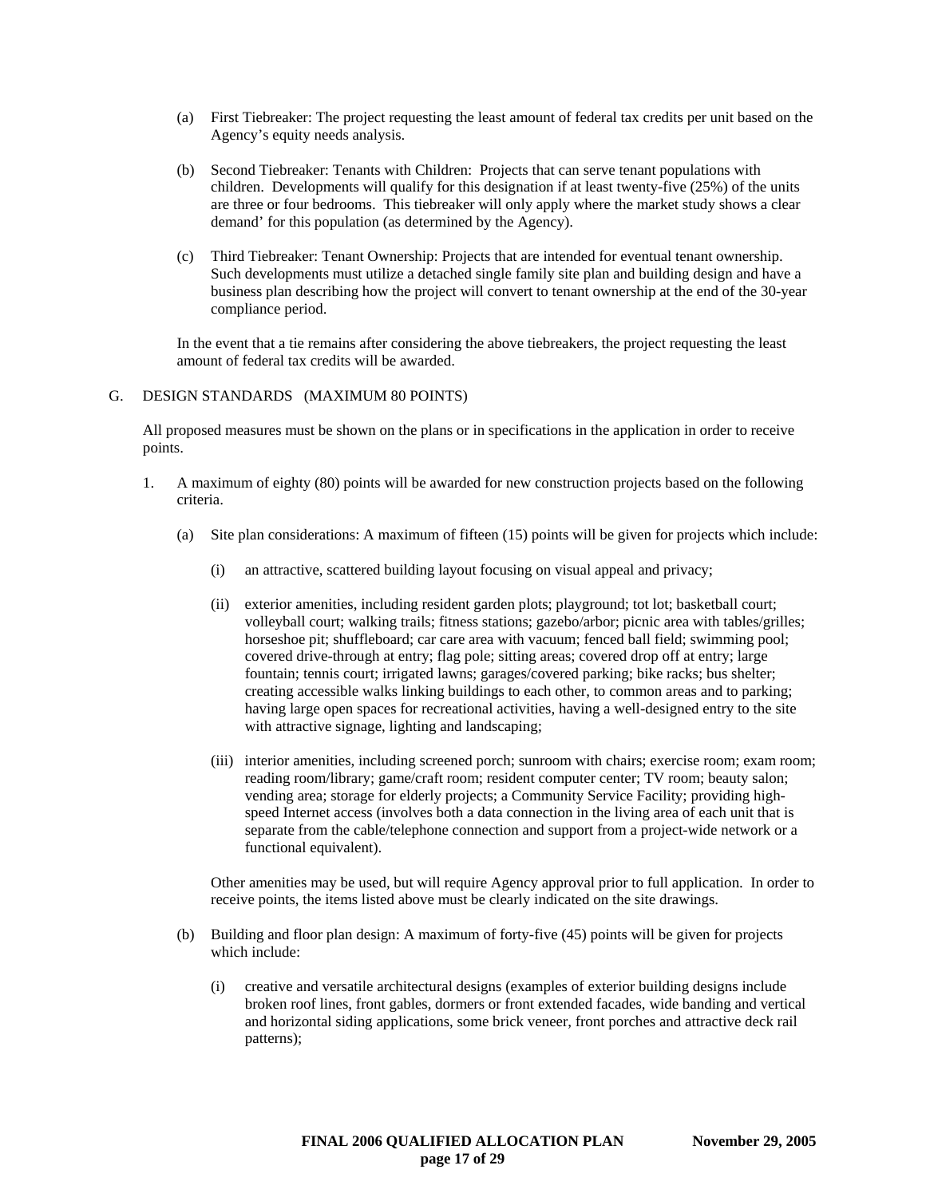(a) First Tiebreaker: The project requesting the least amount of federal tax credits per unit based on the Agency's equity needs analysis.

(b) Second Tiebreaker: Tenants with Children: Projects that can serve tenant populations with children. Developments will qualify for this designation if at least twenty-five (25%) of the units are three or four bedrooms. This tiebreaker will only apply where the market study shows a clear demand' for this population (as determined by the Agency).

(c) Third Tiebreaker: Tenant Ownership: Projects that are intended for eventual tenant ownership. Such developments must utilize a detached single family site plan and building design and have a business plan describing how the project will convert to tenant ownership at the end of the 30-year compliance period.

In the event that a tie remains after considering the above tiebreakers, the project requesting the least amount of federal tax credits will be awarded.

G. DESIGN STANDARDS (MAXIMUM 80 POINTS)

All proposed measures must be shown on the plans or in specifications in the application in order to receive points.

1. A maximum of eighty (80) points will be awarded for new construction projects based on the following criteria.

   (a) Site plan considerations: A maximum of fifteen (15) points will be given for projects which include:

      (i) an attractive, scattered building layout focusing on visual appeal and privacy;

      (ii) exterior amenities, including resident garden plots; playground; tot lot; basketball court; volleyball court; walking trails; fitness stations; gazebo/arbor; picnic area with tables/grilles; horseshoe pit; shuffleboard; car care area with vacuum; fenced ball field; swimming pool; covered drive-through at entry; flag pole; sitting areas; covered drop off at entry; large fountain; tennis court; irrigated lawns; garages/covered parking; bike racks; bus shelter; creating accessible walks linking buildings to each other, to common areas and to parking; having large open spaces for recreational activities, having a well-designed entry to the site with attractive signage, lighting and landscaping;

      (iii) interior amenities, including screened porch; sunroom with chairs; exercise room; exam room; reading room/library; game/craft room; resident computer center; TV room; beauty salon; vending area; storage for elderly projects; a Community Service Facility; providing high-speed Internet access (involves both a data connection in the living area of each unit that is separate from the cable/telephone connection and support from a project-wide network or a functional equivalent).

   Other amenities may be used, but will require Agency approval prior to full application. In order to receive points, the items listed above must be clearly indicated on the site drawings.

   (b) Building and floor plan design: A maximum of forty-five (45) points will be given for projects which include:

      (i) creative and versatile architectural designs (examples of exterior building designs include broken roof lines, front gables, dormers or front extended facades, wide banding and vertical and horizontal siding applications, some brick veneer, front porches and attractive deck rail patterns);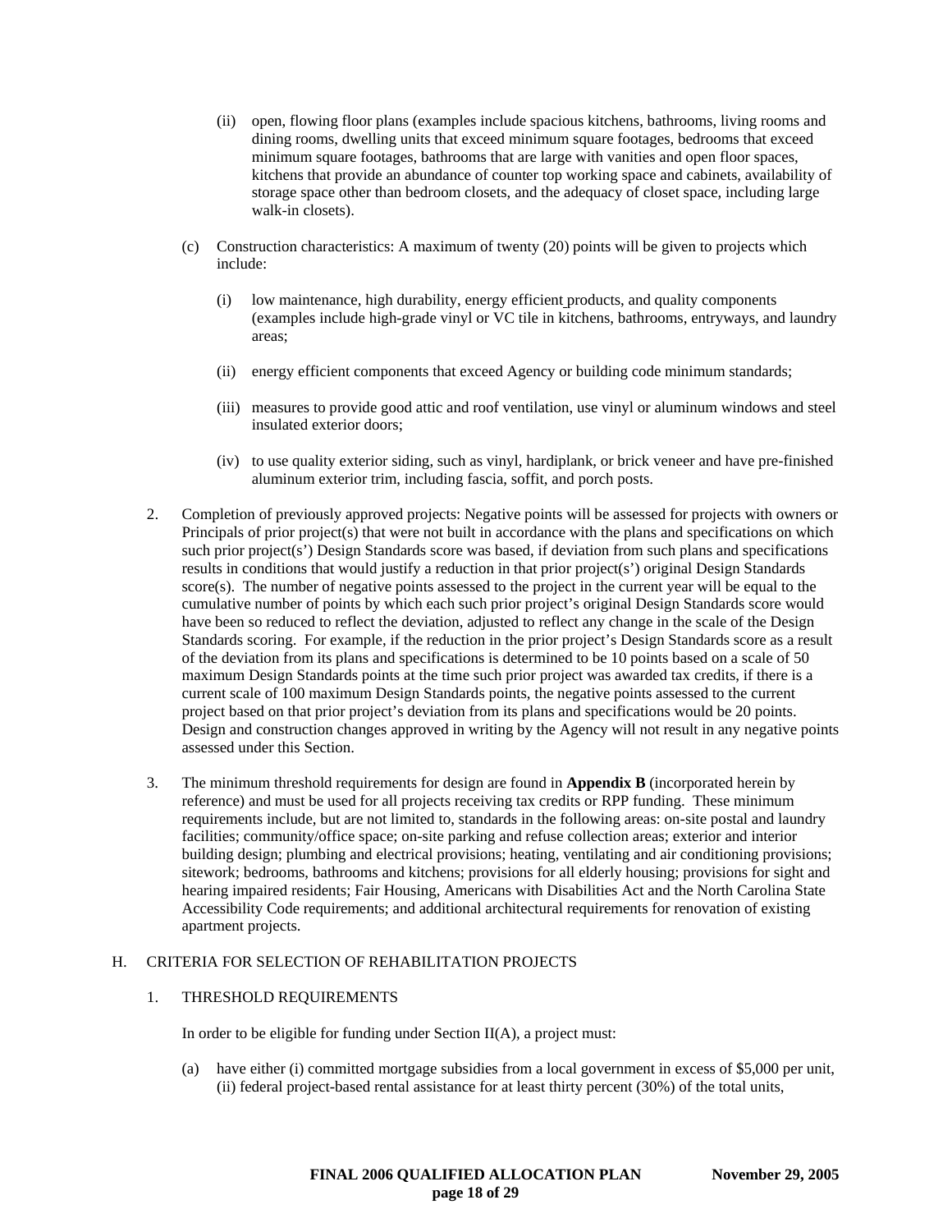(ii) open, flowing floor plans (examples include spacious kitchens, bathrooms, living rooms and dining rooms, dwelling units that exceed minimum square footages, bedrooms that exceed minimum square footages, bathrooms that are large with vanities and open floor spaces, kitchens that provide an abundance of counter top working space and cabinets, availability of storage space other than bedroom closets, and the adequacy of closet space, including large walk-in closets).

(c) Construction characteristics: A maximum of twenty (20) points will be given to projects which include:

(i) low maintenance, high durability, energy efficient products, and quality components (examples include high-grade vinyl or VC tile in kitchens, bathrooms, entryways, and laundry areas;

(ii) energy efficient components that exceed Agency or building code minimum standards;

(iii) measures to provide good attic and roof ventilation, use vinyl or aluminum windows and steel insulated exterior doors;

(iv) to use quality exterior siding, such as vinyl, hardiplank, or brick veneer and have pre-finished aluminum exterior trim, including fascia, soffit, and porch posts.

2. Completion of previously approved projects: Negative points will be assessed for projects with owners or Principals of prior project(s) that were not built in accordance with the plans and specifications on which such prior project(s') Design Standards score was based, if deviation from such plans and specifications results in conditions that would justify a reduction in that prior project(s') original Design Standards score(s). The number of negative points assessed to the project in the current year will be equal to the cumulative number of points by which each such prior project's original Design Standards score would have been so reduced to reflect the deviation, adjusted to reflect any change in the scale of the Design Standards scoring. For example, if the reduction in the prior project's Design Standards score as a result of the deviation from its plans and specifications is determined to be 10 points based on a scale of 50 maximum Design Standards points at the time such prior project was awarded tax credits, if there is a current scale of 100 maximum Design Standards points, the negative points assessed to the current project based on that prior project's deviation from its plans and specifications would be 20 points. Design and construction changes approved in writing by the Agency will not result in any negative points assessed under this Section.

3. The minimum threshold requirements for design are found in **Appendix B** (incorporated herein by reference) and must be used for all projects receiving tax credits or RPP funding. These minimum requirements include, but are not limited to, standards in the following areas: on-site postal and laundry facilities; community/office space; on-site parking and refuse collection areas; exterior and interior building design; plumbing and electrical provisions; heating, ventilating and air conditioning provisions; sitework; bedrooms, bathrooms and kitchens; provisions for all elderly housing; provisions for sight and hearing impaired residents; Fair Housing, Americans with Disabilities Act and the North Carolina State Accessibility Code requirements; and additional architectural requirements for renovation of existing apartment projects.

## H. CRITERIA FOR SELECTION OF REHABILITATION PROJECTS

### 1. THRESHOLD REQUIREMENTS

In order to be eligible for funding under Section II(A), a project must:

(a) have either (i) committed mortgage subsidies from a local government in excess of $5,000 per unit, (ii) federal project-based rental assistance for at least thirty percent (30%) of the total units,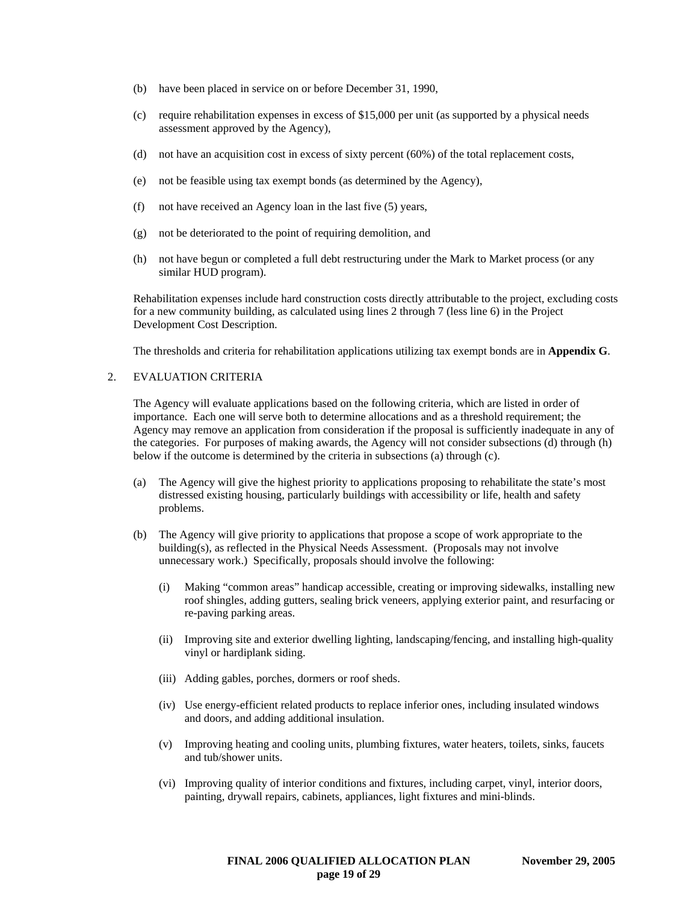(b) have been placed in service on or before December 31, 1990,

(c) require rehabilitation expenses in excess of $15,000 per unit (as supported by a physical needs assessment approved by the Agency),

(d) not have an acquisition cost in excess of sixty percent (60%) of the total replacement costs,

(e) not be feasible using tax exempt bonds (as determined by the Agency),

(f) not have received an Agency loan in the last five (5) years,

(g) not be deteriorated to the point of requiring demolition, and

(h) not have begun or completed a full debt restructuring under the Mark to Market process (or any similar HUD program).

Rehabilitation expenses include hard construction costs directly attributable to the project, excluding costs for a new community building, as calculated using lines 2 through 7 (less line 6) in the Project Development Cost Description.

The thresholds and criteria for rehabilitation applications utilizing tax exempt bonds are in **Appendix G**.

2. EVALUATION CRITERIA

The Agency will evaluate applications based on the following criteria, which are listed in order of importance. Each one will serve both to determine allocations and as a threshold requirement; the Agency may remove an application from consideration if the proposal is sufficiently inadequate in any of the categories. For purposes of making awards, the Agency will not consider subsections (d) through (h) below if the outcome is determined by the criteria in subsections (a) through (c).

(a) The Agency will give the highest priority to applications proposing to rehabilitate the state's most distressed existing housing, particularly buildings with accessibility or life, health and safety problems.

(b) The Agency will give priority to applications that propose a scope of work appropriate to the building(s), as reflected in the Physical Needs Assessment. (Proposals may not involve unnecessary work.) Specifically, proposals should involve the following:

   (i) Making "common areas" handicap accessible, creating or improving sidewalks, installing new roof shingles, adding gutters, sealing brick veneers, applying exterior paint, and resurfacing or re-paving parking areas.

   (ii) Improving site and exterior dwelling lighting, landscaping/fencing, and installing high-quality vinyl or hardiplank siding.

   (iii) Adding gables, porches, dormers or roof sheds.

   (iv) Use energy-efficient related products to replace inferior ones, including insulated windows and doors, and adding additional insulation.

   (v) Improving heating and cooling units, plumbing fixtures, water heaters, toilets, sinks, faucets and tub/shower units.

   (vi) Improving quality of interior conditions and fixtures, including carpet, vinyl, interior doors, painting, drywall repairs, cabinets, appliances, light fixtures and mini-blinds.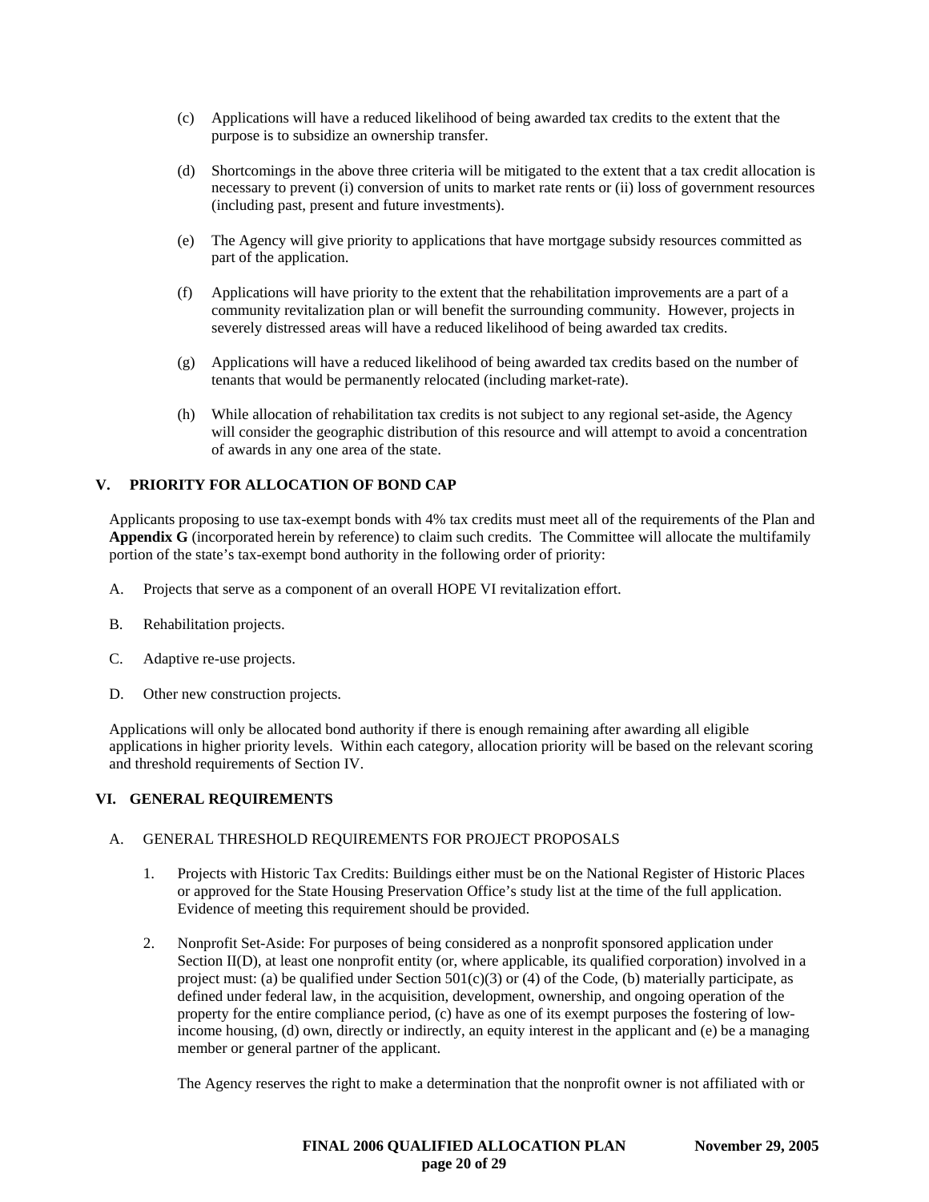(c) Applications will have a reduced likelihood of being awarded tax credits to the extent that the purpose is to subsidize an ownership transfer.

(d) Shortcomings in the above three criteria will be mitigated to the extent that a tax credit allocation is necessary to prevent (i) conversion of units to market rate rents or (ii) loss of government resources (including past, present and future investments).

(e) The Agency will give priority to applications that have mortgage subsidy resources committed as part of the application.

(f) Applications will have priority to the extent that the rehabilitation improvements are a part of a community revitalization plan or will benefit the surrounding community. However, projects in severely distressed areas will have a reduced likelihood of being awarded tax credits.

(g) Applications will have a reduced likelihood of being awarded tax credits based on the number of tenants that would be permanently relocated (including market-rate).

(h) While allocation of rehabilitation tax credits is not subject to any regional set-aside, the Agency will consider the geographic distribution of this resource and will attempt to avoid a concentration of awards in any one area of the state.

## V. PRIORITY FOR ALLOCATION OF BOND CAP

Applicants proposing to use tax-exempt bonds with 4% tax credits must meet all of the requirements of the Plan and **Appendix G** (incorporated herein by reference) to claim such credits. The Committee will allocate the multifamily portion of the state's tax-exempt bond authority in the following order of priority:

A. Projects that serve as a component of an overall HOPE VI revitalization effort.

B. Rehabilitation projects.

C. Adaptive re-use projects.

D. Other new construction projects.

Applications will only be allocated bond authority if there is enough remaining after awarding all eligible applications in higher priority levels. Within each category, allocation priority will be based on the relevant scoring and threshold requirements of Section IV.

## VI. GENERAL REQUIREMENTS

A. GENERAL THRESHOLD REQUIREMENTS FOR PROJECT PROPOSALS

1. Projects with Historic Tax Credits: Buildings either must be on the National Register of Historic Places or approved for the State Housing Preservation Office's study list at the time of the full application. Evidence of meeting this requirement should be provided.

2. Nonprofit Set-Aside: For purposes of being considered as a nonprofit sponsored application under Section II(D), at least one nonprofit entity (or, where applicable, its qualified corporation) involved in a project must: (a) be qualified under Section 501(c)(3) or (4) of the Code, (b) materially participate, as defined under federal law, in the acquisition, development, ownership, and ongoing operation of the property for the entire compliance period, (c) have as one of its exempt purposes the fostering of low-income housing, (d) own, directly or indirectly, an equity interest in the applicant and (e) be a managing member or general partner of the applicant.

   The Agency reserves the right to make a determination that the nonprofit owner is not affiliated with or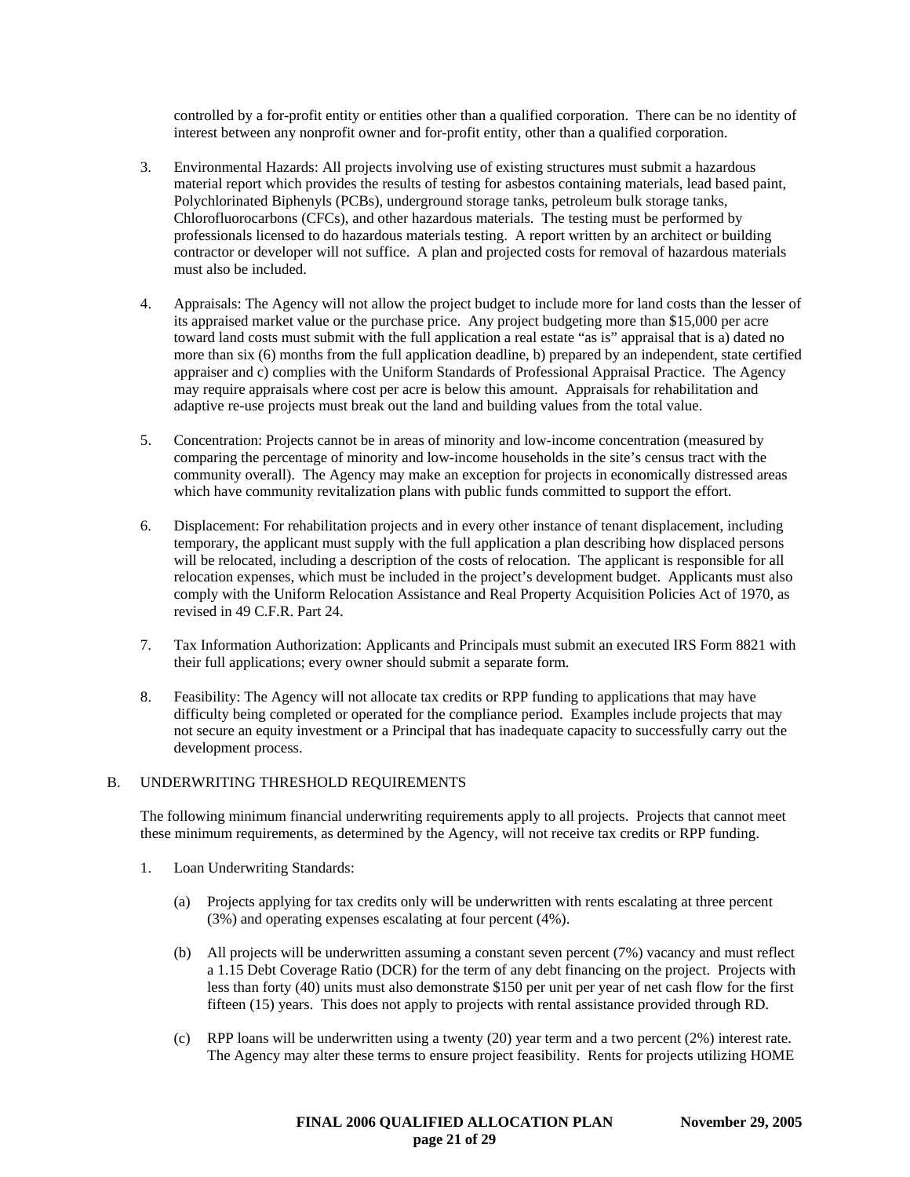controlled by a for-profit entity or entities other than a qualified corporation. There can be no identity of interest between any nonprofit owner and for-profit entity, other than a qualified corporation.

3. Environmental Hazards: All projects involving use of existing structures must submit a hazardous material report which provides the results of testing for asbestos containing materials, lead based paint, Polychlorinated Biphenyls (PCBs), underground storage tanks, petroleum bulk storage tanks, Chlorofluorocarbons (CFCs), and other hazardous materials. The testing must be performed by professionals licensed to do hazardous materials testing. A report written by an architect or building contractor or developer will not suffice. A plan and projected costs for removal of hazardous materials must also be included.

4. Appraisals: The Agency will not allow the project budget to include more for land costs than the lesser of its appraised market value or the purchase price. Any project budgeting more than $15,000 per acre toward land costs must submit with the full application a real estate "as is" appraisal that is a) dated no more than six (6) months from the full application deadline, b) prepared by an independent, state certified appraiser and c) complies with the Uniform Standards of Professional Appraisal Practice. The Agency may require appraisals where cost per acre is below this amount. Appraisals for rehabilitation and adaptive re-use projects must break out the land and building values from the total value.

5. Concentration: Projects cannot be in areas of minority and low-income concentration (measured by comparing the percentage of minority and low-income households in the site's census tract with the community overall). The Agency may make an exception for projects in economically distressed areas which have community revitalization plans with public funds committed to support the effort.

6. Displacement: For rehabilitation projects and in every other instance of tenant displacement, including temporary, the applicant must supply with the full application a plan describing how displaced persons will be relocated, including a description of the costs of relocation. The applicant is responsible for all relocation expenses, which must be included in the project's development budget. Applicants must also comply with the Uniform Relocation Assistance and Real Property Acquisition Policies Act of 1970, as revised in 49 C.F.R. Part 24.

7. Tax Information Authorization: Applicants and Principals must submit an executed IRS Form 8821 with their full applications; every owner should submit a separate form.

8. Feasibility: The Agency will not allocate tax credits or RPP funding to applications that may have difficulty being completed or operated for the compliance period. Examples include projects that may not secure an equity investment or a Principal that has inadequate capacity to successfully carry out the development process.

## B. UNDERWRITING THRESHOLD REQUIREMENTS

The following minimum financial underwriting requirements apply to all projects. Projects that cannot meet these minimum requirements, as determined by the Agency, will not receive tax credits or RPP funding.

1. Loan Underwriting Standards:

   (a) Projects applying for tax credits only will be underwritten with rents escalating at three percent (3%) and operating expenses escalating at four percent (4%).

   (b) All projects will be underwritten assuming a constant seven percent (7%) vacancy and must reflect a 1.15 Debt Coverage Ratio (DCR) for the term of any debt financing on the project. Projects with less than forty (40) units must also demonstrate $150 per unit per year of net cash flow for the first fifteen (15) years. This does not apply to projects with rental assistance provided through RD.

   (c) RPP loans will be underwritten using a twenty (20) year term and a two percent (2%) interest rate. The Agency may alter these terms to ensure project feasibility. Rents for projects utilizing HOME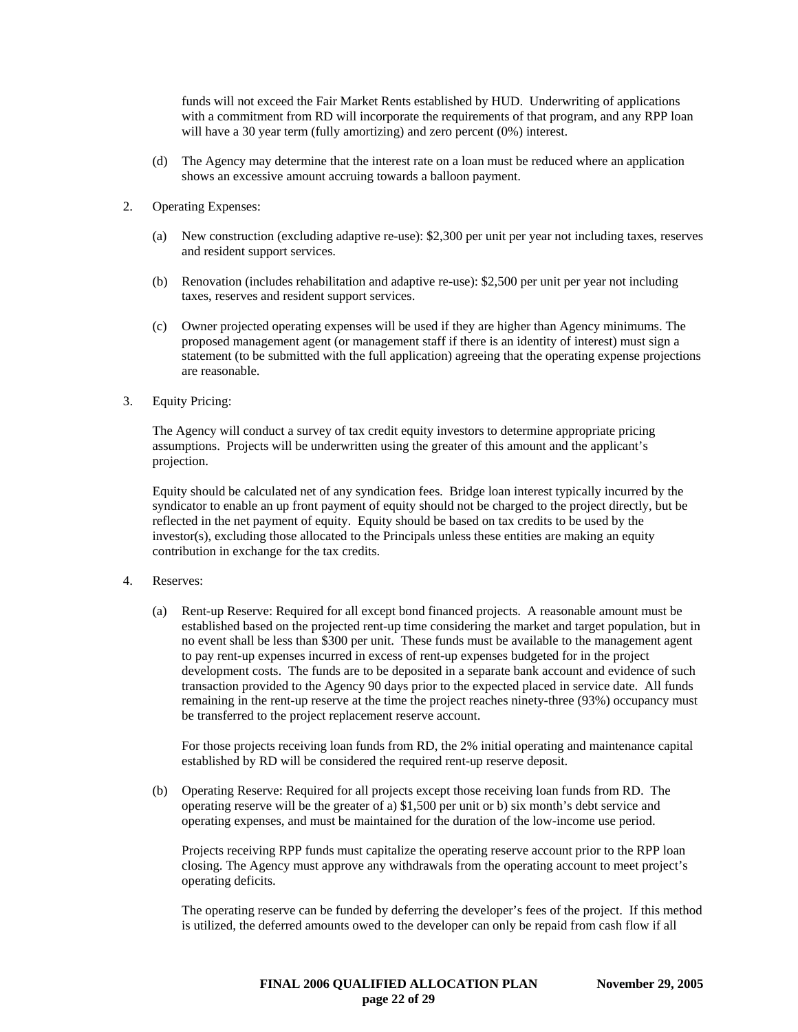funds will not exceed the Fair Market Rents established by HUD. Underwriting of applications with a commitment from RD will incorporate the requirements of that program, and any RPP loan will have a 30 year term (fully amortizing) and zero percent (0%) interest.

(d) The Agency may determine that the interest rate on a loan must be reduced where an application shows an excessive amount accruing towards a balloon payment.

2. Operating Expenses:

   (a) New construction (excluding adaptive re-use): $2,300 per unit per year not including taxes, reserves and resident support services.

   (b) Renovation (includes rehabilitation and adaptive re-use): $2,500 per unit per year not including taxes, reserves and resident support services.

   (c) Owner projected operating expenses will be used if they are higher than Agency minimums. The proposed management agent (or management staff if there is an identity of interest) must sign a statement (to be submitted with the full application) agreeing that the operating expense projections are reasonable.

3. Equity Pricing:

   The Agency will conduct a survey of tax credit equity investors to determine appropriate pricing assumptions. Projects will be underwritten using the greater of this amount and the applicant's projection.

   Equity should be calculated net of any syndication fees. Bridge loan interest typically incurred by the syndicator to enable an up front payment of equity should not be charged to the project directly, but be reflected in the net payment of equity. Equity should be based on tax credits to be used by the investor(s), excluding those allocated to the Principals unless these entities are making an equity contribution in exchange for the tax credits.

4. Reserves:

   (a) Rent-up Reserve: Required for all except bond financed projects. A reasonable amount must be established based on the projected rent-up time considering the market and target population, but in no event shall be less than $300 per unit. These funds must be available to the management agent to pay rent-up expenses incurred in excess of rent-up expenses budgeted for in the project development costs. The funds are to be deposited in a separate bank account and evidence of such transaction provided to the Agency 90 days prior to the expected placed in service date. All funds remaining in the rent-up reserve at the time the project reaches ninety-three (93%) occupancy must be transferred to the project replacement reserve account.

   For those projects receiving loan funds from RD, the 2% initial operating and maintenance capital established by RD will be considered the required rent-up reserve deposit.

   (b) Operating Reserve: Required for all projects except those receiving loan funds from RD. The operating reserve will be the greater of a) $1,500 per unit or b) six month's debt service and operating expenses, and must be maintained for the duration of the low-income use period.

   Projects receiving RPP funds must capitalize the operating reserve account prior to the RPP loan closing. The Agency must approve any withdrawals from the operating account to meet project's operating deficits.

   The operating reserve can be funded by deferring the developer's fees of the project. If this method is utilized, the deferred amounts owed to the developer can only be repaid from cash flow if all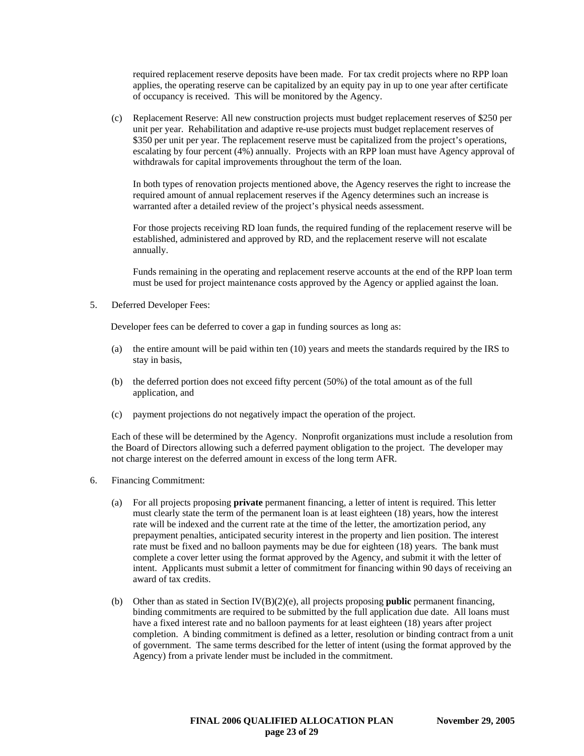required replacement reserve deposits have been made. For tax credit projects where no RPP loan applies, the operating reserve can be capitalized by an equity pay in up to one year after certificate of occupancy is received. This will be monitored by the Agency.

(c) Replacement Reserve: All new construction projects must budget replacement reserves of $250 per unit per year. Rehabilitation and adaptive re-use projects must budget replacement reserves of $350 per unit per year. The replacement reserve must be capitalized from the project's operations, escalating by four percent (4%) annually. Projects with an RPP loan must have Agency approval of withdrawals for capital improvements throughout the term of the loan.

In both types of renovation projects mentioned above, the Agency reserves the right to increase the required amount of annual replacement reserves if the Agency determines such an increase is warranted after a detailed review of the project's physical needs assessment.

For those projects receiving RD loan funds, the required funding of the replacement reserve will be established, administered and approved by RD, and the replacement reserve will not escalate annually.

Funds remaining in the operating and replacement reserve accounts at the end of the RPP loan term must be used for project maintenance costs approved by the Agency or applied against the loan.

5. Deferred Developer Fees:

Developer fees can be deferred to cover a gap in funding sources as long as:

(a) the entire amount will be paid within ten (10) years and meets the standards required by the IRS to stay in basis,

(b) the deferred portion does not exceed fifty percent (50%) of the total amount as of the full application, and

(c) payment projections do not negatively impact the operation of the project.

Each of these will be determined by the Agency. Nonprofit organizations must include a resolution from the Board of Directors allowing such a deferred payment obligation to the project. The developer may not charge interest on the deferred amount in excess of the long term AFR.

6. Financing Commitment:

(a) For all projects proposing **private** permanent financing, a letter of intent is required. This letter must clearly state the term of the permanent loan is at least eighteen (18) years, how the interest rate will be indexed and the current rate at the time of the letter, the amortization period, any prepayment penalties, anticipated security interest in the property and lien position. The interest rate must be fixed and no balloon payments may be due for eighteen (18) years. The bank must complete a cover letter using the format approved by the Agency, and submit it with the letter of intent. Applicants must submit a letter of commitment for financing within 90 days of receiving an award of tax credits.

(b) Other than as stated in Section IV(B)(2)(e), all projects proposing **public** permanent financing, binding commitments are required to be submitted by the full application due date. All loans must have a fixed interest rate and no balloon payments for at least eighteen (18) years after project completion. A binding commitment is defined as a letter, resolution or binding contract from a unit of government. The same terms described for the letter of intent (using the format approved by the Agency) from a private lender must be included in the commitment.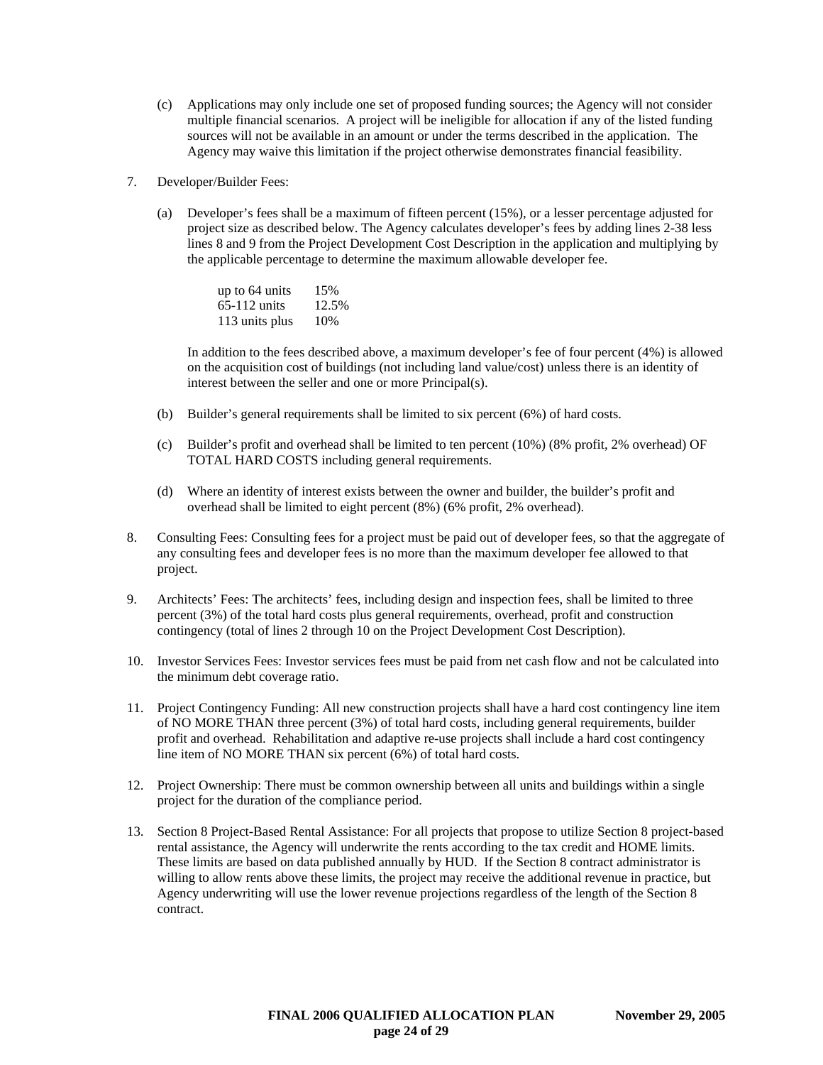(c) Applications may only include one set of proposed funding sources; the Agency will not consider multiple financial scenarios. A project will be ineligible for allocation if any of the listed funding sources will not be available in an amount or under the terms described in the application. The Agency may waive this limitation if the project otherwise demonstrates financial feasibility.

7. Developer/Builder Fees:

   (a) Developer's fees shall be a maximum of fifteen percent (15%), or a lesser percentage adjusted for project size as described below. The Agency calculates developer's fees by adding lines 2-38 less lines 8 and 9 from the Project Development Cost Description in the application and multiplying by the applicable percentage to determine the maximum allowable developer fee.

   | | |
   |---|---|
   | up to 64 units | 15% |
   | 65-112 units | 12.5% |
   | 113 units plus | 10% |

   In addition to the fees described above, a maximum developer's fee of four percent (4%) is allowed on the acquisition cost of buildings (not including land value/cost) unless there is an identity of interest between the seller and one or more Principal(s).

   (b) Builder's general requirements shall be limited to six percent (6%) of hard costs.

   (c) Builder's profit and overhead shall be limited to ten percent (10%) (8% profit, 2% overhead) OF TOTAL HARD COSTS including general requirements.

   (d) Where an identity of interest exists between the owner and builder, the builder's profit and overhead shall be limited to eight percent (8%) (6% profit, 2% overhead).

8. Consulting Fees: Consulting fees for a project must be paid out of developer fees, so that the aggregate of any consulting fees and developer fees is no more than the maximum developer fee allowed to that project.

9. Architects' Fees: The architects' fees, including design and inspection fees, shall be limited to three percent (3%) of the total hard costs plus general requirements, overhead, profit and construction contingency (total of lines 2 through 10 on the Project Development Cost Description).

10. Investor Services Fees: Investor services fees must be paid from net cash flow and not be calculated into the minimum debt coverage ratio.

11. Project Contingency Funding: All new construction projects shall have a hard cost contingency line item of NO MORE THAN three percent (3%) of total hard costs, including general requirements, builder profit and overhead. Rehabilitation and adaptive re-use projects shall include a hard cost contingency line item of NO MORE THAN six percent (6%) of total hard costs.

12. Project Ownership: There must be common ownership between all units and buildings within a single project for the duration of the compliance period.

13. Section 8 Project-Based Rental Assistance: For all projects that propose to utilize Section 8 project-based rental assistance, the Agency will underwrite the rents according to the tax credit and HOME limits. These limits are based on data published annually by HUD. If the Section 8 contract administrator is willing to allow rents above these limits, the project may receive the additional revenue in practice, but Agency underwriting will use the lower revenue projections regardless of the length of the Section 8 contract.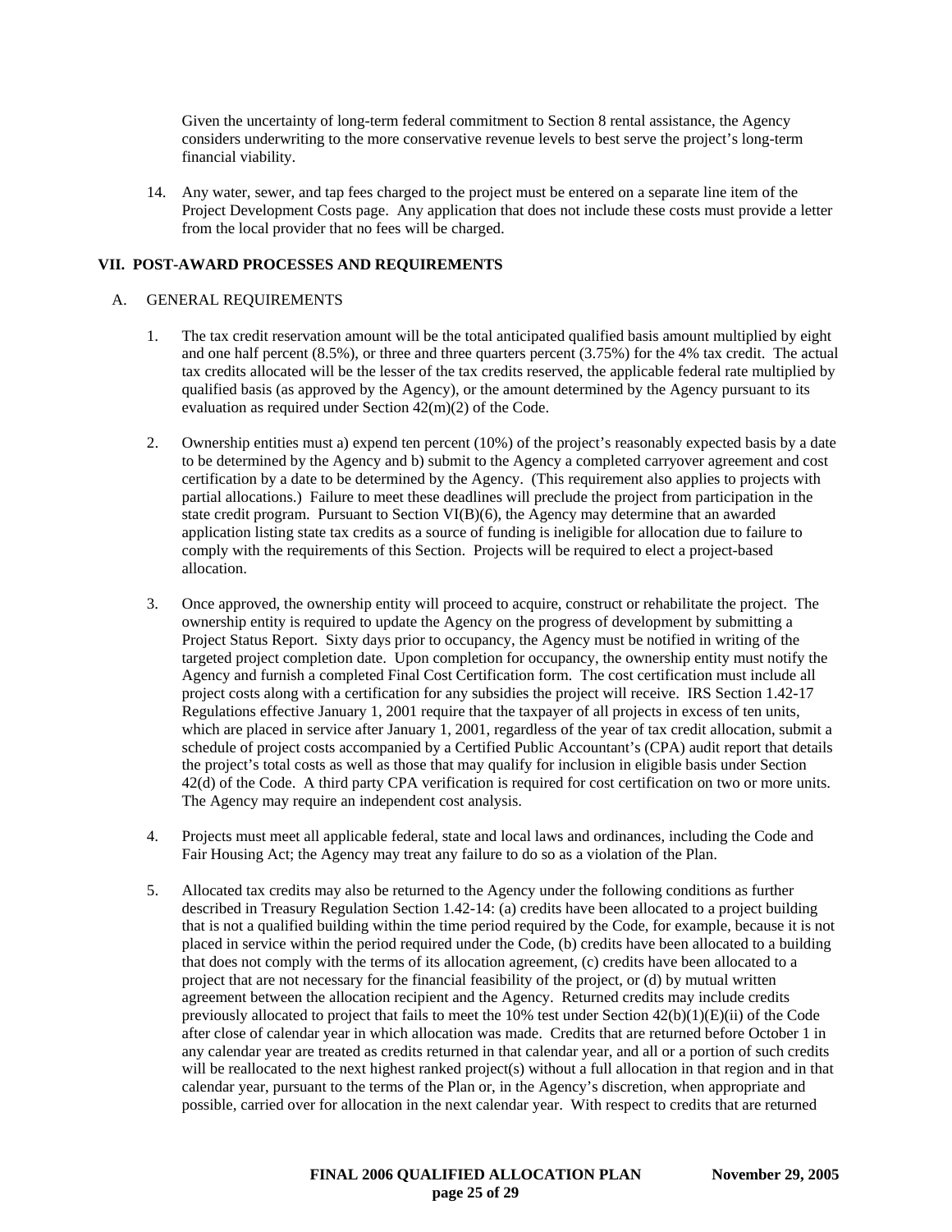Given the uncertainty of long-term federal commitment to Section 8 rental assistance, the Agency considers underwriting to the more conservative revenue levels to best serve the project's long-term financial viability.

14. Any water, sewer, and tap fees charged to the project must be entered on a separate line item of the Project Development Costs page. Any application that does not include these costs must provide a letter from the local provider that no fees will be charged.

## VII. POST-AWARD PROCESSES AND REQUIREMENTS

### A. GENERAL REQUIREMENTS

1. The tax credit reservation amount will be the total anticipated qualified basis amount multiplied by eight and one half percent (8.5%), or three and three quarters percent (3.75%) for the 4% tax credit. The actual tax credits allocated will be the lesser of the tax credits reserved, the applicable federal rate multiplied by qualified basis (as approved by the Agency), or the amount determined by the Agency pursuant to its evaluation as required under Section 42(m)(2) of the Code.

2. Ownership entities must a) expend ten percent (10%) of the project's reasonably expected basis by a date to be determined by the Agency and b) submit to the Agency a completed carryover agreement and cost certification by a date to be determined by the Agency. (This requirement also applies to projects with partial allocations.) Failure to meet these deadlines will preclude the project from participation in the state credit program. Pursuant to Section VI(B)(6), the Agency may determine that an awarded application listing state tax credits as a source of funding is ineligible for allocation due to failure to comply with the requirements of this Section. Projects will be required to elect a project-based allocation.

3. Once approved, the ownership entity will proceed to acquire, construct or rehabilitate the project. The ownership entity is required to update the Agency on the progress of development by submitting a Project Status Report. Sixty days prior to occupancy, the Agency must be notified in writing of the targeted project completion date. Upon completion for occupancy, the ownership entity must notify the Agency and furnish a completed Final Cost Certification form. The cost certification must include all project costs along with a certification for any subsidies the project will receive. IRS Section 1.42-17 Regulations effective January 1, 2001 require that the taxpayer of all projects in excess of ten units, which are placed in service after January 1, 2001, regardless of the year of tax credit allocation, submit a schedule of project costs accompanied by a Certified Public Accountant's (CPA) audit report that details the project's total costs as well as those that may qualify for inclusion in eligible basis under Section 42(d) of the Code. A third party CPA verification is required for cost certification on two or more units. The Agency may require an independent cost analysis.

4. Projects must meet all applicable federal, state and local laws and ordinances, including the Code and Fair Housing Act; the Agency may treat any failure to do so as a violation of the Plan.

5. Allocated tax credits may also be returned to the Agency under the following conditions as further described in Treasury Regulation Section 1.42-14: (a) credits have been allocated to a project building that is not a qualified building within the time period required by the Code, for example, because it is not placed in service within the period required under the Code, (b) credits have been allocated to a building that does not comply with the terms of its allocation agreement, (c) credits have been allocated to a project that are not necessary for the financial feasibility of the project, or (d) by mutual written agreement between the allocation recipient and the Agency. Returned credits may include credits previously allocated to project that fails to meet the 10% test under Section 42(b)(1)(E)(ii) of the Code after close of calendar year in which allocation was made. Credits that are returned before October 1 in any calendar year are treated as credits returned in that calendar year, and all or a portion of such credits will be reallocated to the next highest ranked project(s) without a full allocation in that region and in that calendar year, pursuant to the terms of the Plan or, in the Agency's discretion, when appropriate and possible, carried over for allocation in the next calendar year. With respect to credits that are returned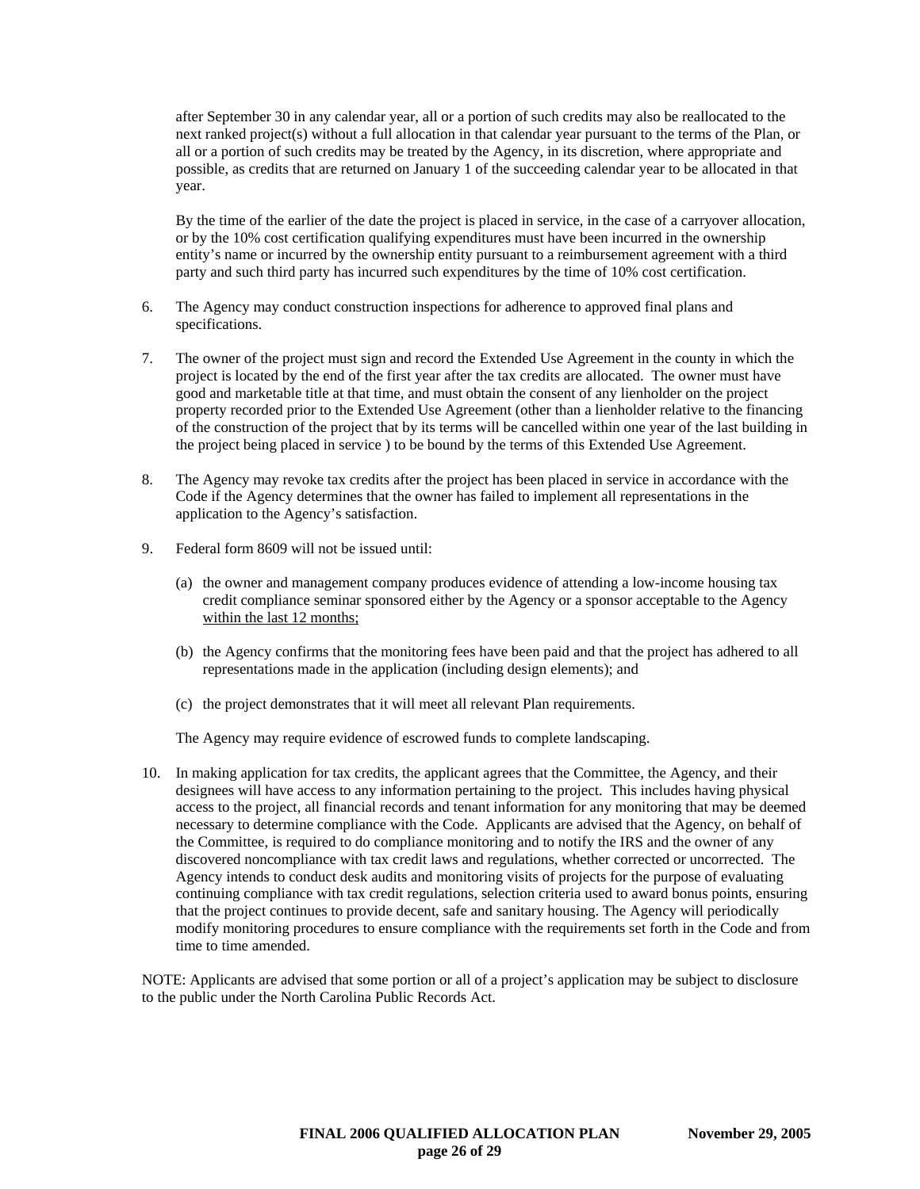after September 30 in any calendar year, all or a portion of such credits may also be reallocated to the next ranked project(s) without a full allocation in that calendar year pursuant to the terms of the Plan, or all or a portion of such credits may be treated by the Agency, in its discretion, where appropriate and possible, as credits that are returned on January 1 of the succeeding calendar year to be allocated in that year.

By the time of the earlier of the date the project is placed in service, in the case of a carryover allocation, or by the 10% cost certification qualifying expenditures must have been incurred in the ownership entity's name or incurred by the ownership entity pursuant to a reimbursement agreement with a third party and such third party has incurred such expenditures by the time of 10% cost certification.

6. The Agency may conduct construction inspections for adherence to approved final plans and specifications.

7. The owner of the project must sign and record the Extended Use Agreement in the county in which the project is located by the end of the first year after the tax credits are allocated. The owner must have good and marketable title at that time, and must obtain the consent of any lienholder on the project property recorded prior to the Extended Use Agreement (other than a lienholder relative to the financing of the construction of the project that by its terms will be cancelled within one year of the last building in the project being placed in service ) to be bound by the terms of this Extended Use Agreement.

8. The Agency may revoke tax credits after the project has been placed in service in accordance with the Code if the Agency determines that the owner has failed to implement all representations in the application to the Agency's satisfaction.

9. Federal form 8609 will not be issued until:

   (a) the owner and management company produces evidence of attending a low-income housing tax credit compliance seminar sponsored either by the Agency or a sponsor acceptable to the Agency <u>within the last 12 months;</u>

   (b) the Agency confirms that the monitoring fees have been paid and that the project has adhered to all representations made in the application (including design elements); and

   (c) the project demonstrates that it will meet all relevant Plan requirements.

   The Agency may require evidence of escrowed funds to complete landscaping.

10. In making application for tax credits, the applicant agrees that the Committee, the Agency, and their designees will have access to any information pertaining to the project. This includes having physical access to the project, all financial records and tenant information for any monitoring that may be deemed necessary to determine compliance with the Code. Applicants are advised that the Agency, on behalf of the Committee, is required to do compliance monitoring and to notify the IRS and the owner of any discovered noncompliance with tax credit laws and regulations, whether corrected or uncorrected. The Agency intends to conduct desk audits and monitoring visits of projects for the purpose of evaluating continuing compliance with tax credit regulations, selection criteria used to award bonus points, ensuring that the project continues to provide decent, safe and sanitary housing. The Agency will periodically modify monitoring procedures to ensure compliance with the requirements set forth in the Code and from time to time amended.

NOTE: Applicants are advised that some portion or all of a project's application may be subject to disclosure to the public under the North Carolina Public Records Act.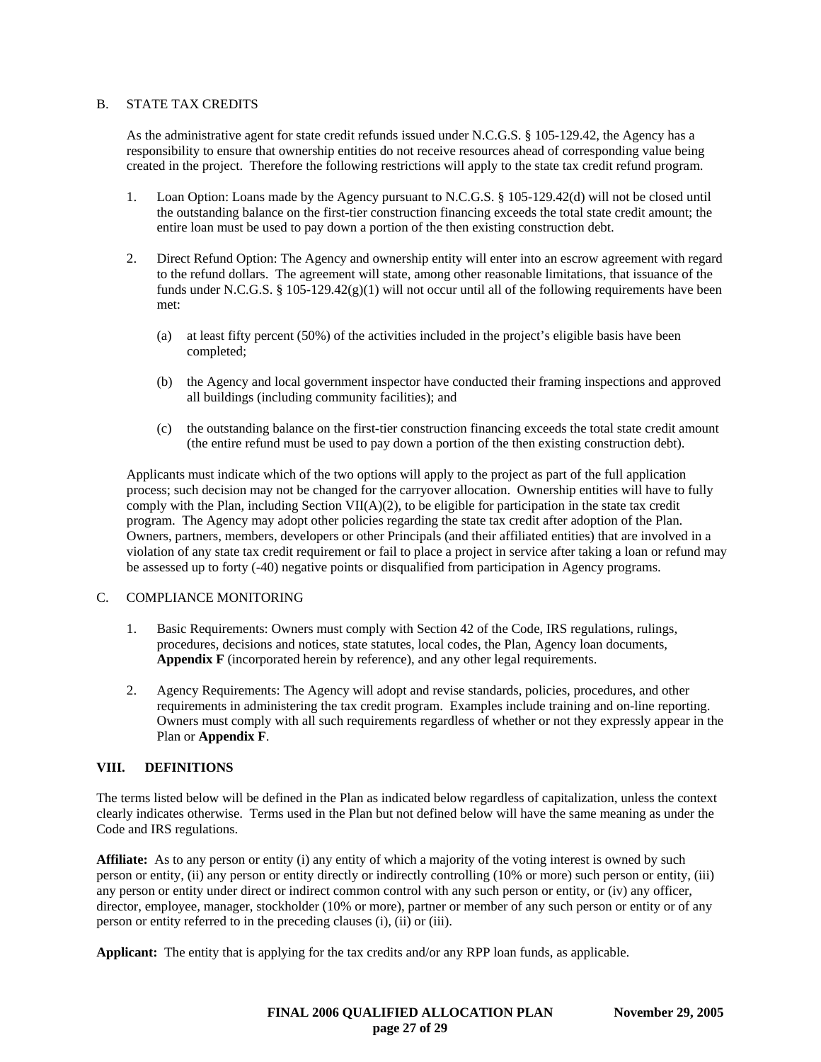### B. STATE TAX CREDITS

As the administrative agent for state credit refunds issued under N.C.G.S. § 105-129.42, the Agency has a responsibility to ensure that ownership entities do not receive resources ahead of corresponding value being created in the project. Therefore the following restrictions will apply to the state tax credit refund program.

1. Loan Option: Loans made by the Agency pursuant to N.C.G.S. § 105-129.42(d) will not be closed until the outstanding balance on the first-tier construction financing exceeds the total state credit amount; the entire loan must be used to pay down a portion of the then existing construction debt.

2. Direct Refund Option: The Agency and ownership entity will enter into an escrow agreement with regard to the refund dollars. The agreement will state, among other reasonable limitations, that issuance of the funds under N.C.G.S. § 105-129.42(g)(1) will not occur until all of the following requirements have been met:

   (a) at least fifty percent (50%) of the activities included in the project's eligible basis have been completed;

   (b) the Agency and local government inspector have conducted their framing inspections and approved all buildings (including community facilities); and

   (c) the outstanding balance on the first-tier construction financing exceeds the total state credit amount (the entire refund must be used to pay down a portion of the then existing construction debt).

Applicants must indicate which of the two options will apply to the project as part of the full application process; such decision may not be changed for the carryover allocation. Ownership entities will have to fully comply with the Plan, including Section VII(A)(2), to be eligible for participation in the state tax credit program. The Agency may adopt other policies regarding the state tax credit after adoption of the Plan. Owners, partners, members, developers or other Principals (and their affiliated entities) that are involved in a violation of any state tax credit requirement or fail to place a project in service after taking a loan or refund may be assessed up to forty (-40) negative points or disqualified from participation in Agency programs.

### C. COMPLIANCE MONITORING

1. Basic Requirements: Owners must comply with Section 42 of the Code, IRS regulations, rulings, procedures, decisions and notices, state statutes, local codes, the Plan, Agency loan documents, **Appendix F** (incorporated herein by reference), and any other legal requirements.

2. Agency Requirements: The Agency will adopt and revise standards, policies, procedures, and other requirements in administering the tax credit program. Examples include training and on-line reporting. Owners must comply with all such requirements regardless of whether or not they expressly appear in the Plan or **Appendix F**.

## VIII. DEFINITIONS

The terms listed below will be defined in the Plan as indicated below regardless of capitalization, unless the context clearly indicates otherwise. Terms used in the Plan but not defined below will have the same meaning as under the Code and IRS regulations.

**Affiliate:** As to any person or entity (i) any entity of which a majority of the voting interest is owned by such person or entity, (ii) any person or entity directly or indirectly controlling (10% or more) such person or entity, (iii) any person or entity under direct or indirect common control with any such person or entity, or (iv) any officer, director, employee, manager, stockholder (10% or more), partner or member of any such person or entity or of any person or entity referred to in the preceding clauses (i), (ii) or (iii).

**Applicant:** The entity that is applying for the tax credits and/or any RPP loan funds, as applicable.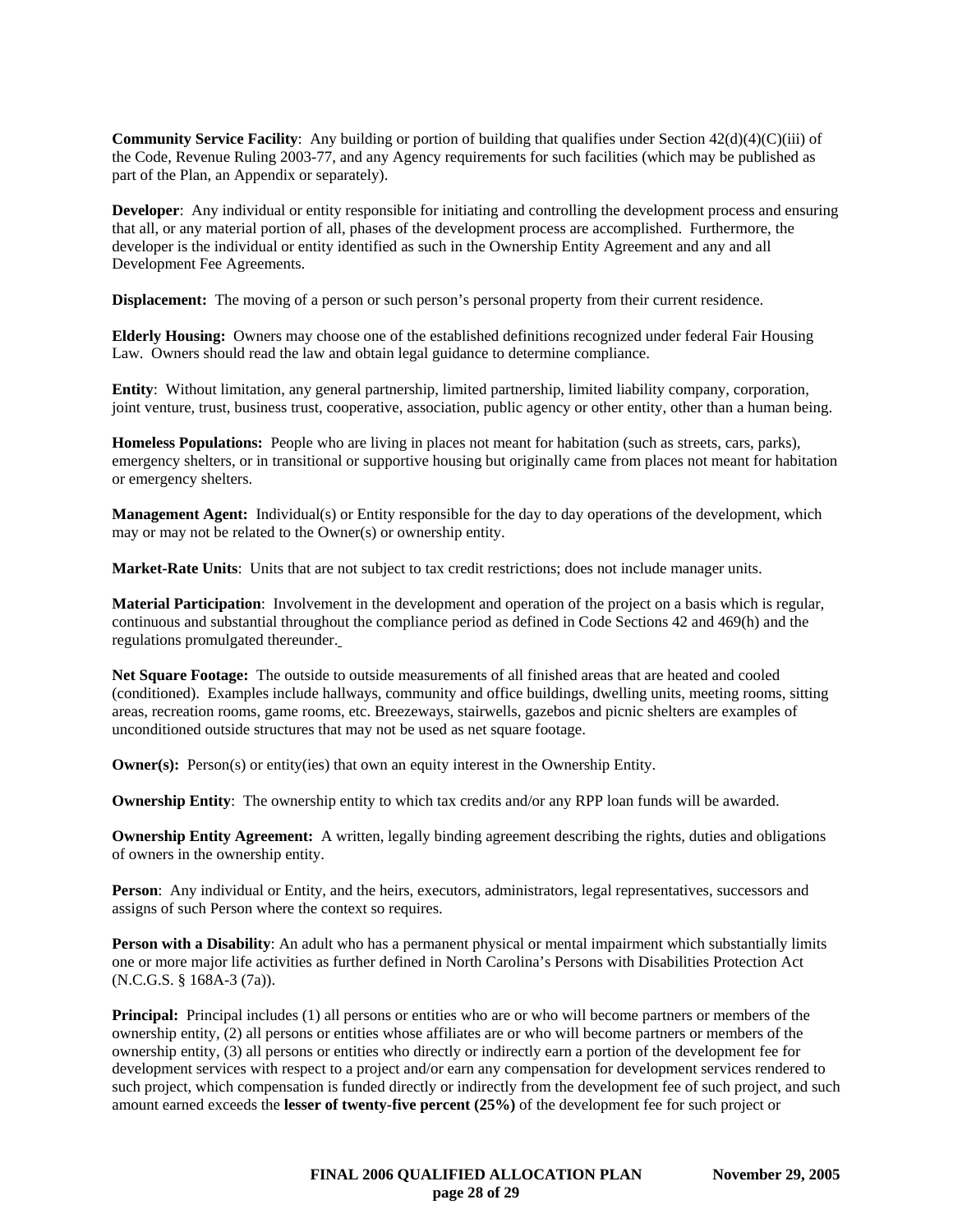**Community Service Facility**: Any building or portion of building that qualifies under Section 42(d)(4)(C)(iii) of the Code, Revenue Ruling 2003-77, and any Agency requirements for such facilities (which may be published as part of the Plan, an Appendix or separately).

**Developer**: Any individual or entity responsible for initiating and controlling the development process and ensuring that all, or any material portion of all, phases of the development process are accomplished. Furthermore, the developer is the individual or entity identified as such in the Ownership Entity Agreement and any and all Development Fee Agreements.

**Displacement:** The moving of a person or such person's personal property from their current residence.

**Elderly Housing:** Owners may choose one of the established definitions recognized under federal Fair Housing Law. Owners should read the law and obtain legal guidance to determine compliance.

**Entity**: Without limitation, any general partnership, limited partnership, limited liability company, corporation, joint venture, trust, business trust, cooperative, association, public agency or other entity, other than a human being.

**Homeless Populations:** People who are living in places not meant for habitation (such as streets, cars, parks), emergency shelters, or in transitional or supportive housing but originally came from places not meant for habitation or emergency shelters.

**Management Agent:** Individual(s) or Entity responsible for the day to day operations of the development, which may or may not be related to the Owner(s) or ownership entity.

**Market-Rate Units**: Units that are not subject to tax credit restrictions; does not include manager units.

**Material Participation**: Involvement in the development and operation of the project on a basis which is regular, continuous and substantial throughout the compliance period as defined in Code Sections 42 and 469(h) and the regulations promulgated thereunder.

**Net Square Footage:** The outside to outside measurements of all finished areas that are heated and cooled (conditioned). Examples include hallways, community and office buildings, dwelling units, meeting rooms, sitting areas, recreation rooms, game rooms, etc. Breezeways, stairwells, gazebos and picnic shelters are examples of unconditioned outside structures that may not be used as net square footage.

**Owner(s):** Person(s) or entity(ies) that own an equity interest in the Ownership Entity.

**Ownership Entity**: The ownership entity to which tax credits and/or any RPP loan funds will be awarded.

**Ownership Entity Agreement:** A written, legally binding agreement describing the rights, duties and obligations of owners in the ownership entity.

**Person**: Any individual or Entity, and the heirs, executors, administrators, legal representatives, successors and assigns of such Person where the context so requires.

**Person with a Disability**: An adult who has a permanent physical or mental impairment which substantially limits one or more major life activities as further defined in North Carolina's Persons with Disabilities Protection Act (N.C.G.S. § 168A-3 (7a)).

**Principal:** Principal includes (1) all persons or entities who are or who will become partners or members of the ownership entity, (2) all persons or entities whose affiliates are or who will become partners or members of the ownership entity, (3) all persons or entities who directly or indirectly earn a portion of the development fee for development services with respect to a project and/or earn any compensation for development services rendered to such project, which compensation is funded directly or indirectly from the development fee of such project, and such amount earned exceeds the **lesser of twenty-five percent (25%)** of the development fee for such project or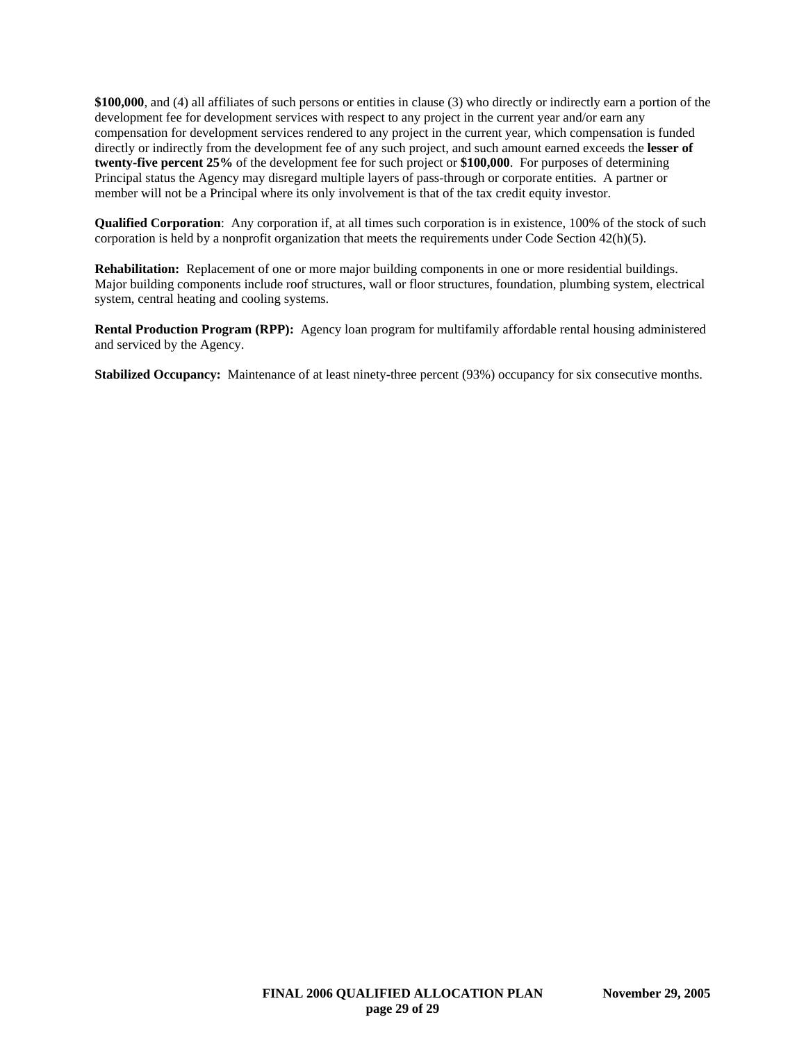**$100,000**, and (4) all affiliates of such persons or entities in clause (3) who directly or indirectly earn a portion of the development fee for development services with respect to any project in the current year and/or earn any compensation for development services rendered to any project in the current year, which compensation is funded directly or indirectly from the development fee of any such project, and such amount earned exceeds the **lesser of twenty-five percent 25%** of the development fee for such project or **$100,000**. For purposes of determining Principal status the Agency may disregard multiple layers of pass-through or corporate entities. A partner or member will not be a Principal where its only involvement is that of the tax credit equity investor.

**Qualified Corporation**: Any corporation if, at all times such corporation is in existence, 100% of the stock of such corporation is held by a nonprofit organization that meets the requirements under Code Section 42(h)(5).

**Rehabilitation:** Replacement of one or more major building components in one or more residential buildings. Major building components include roof structures, wall or floor structures, foundation, plumbing system, electrical system, central heating and cooling systems.

**Rental Production Program (RPP):** Agency loan program for multifamily affordable rental housing administered and serviced by the Agency.

**Stabilized Occupancy:** Maintenance of at least ninety-three percent (93%) occupancy for six consecutive months.